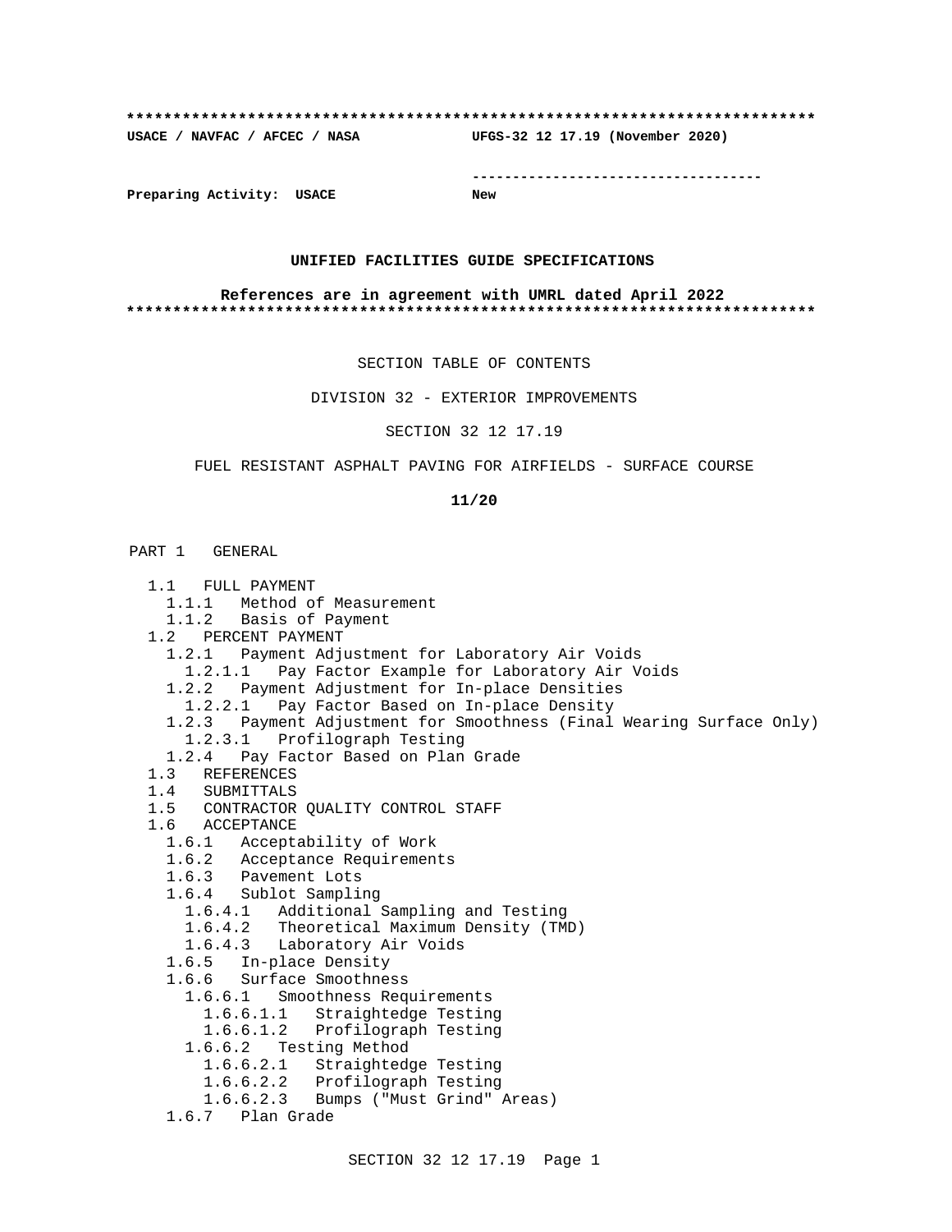**************************************************************************

**USACE / NAVFAC / AFCEC / NASA UFGS-32 12 17.19 (November 2020)**

-----------------------------------

**Preparing Activity: USACE New**

**UNIFIED FACILITIES GUIDE SPECIFICATIONS**

**References are in agreement with UMRL dated April 2022**

**************************************************************************

SECTION TABLE OF CONTENTS

DIVISION 32 - EXTERIOR IMPROVEMENTS

SECTION 32 12 17.19

FUEL RESISTANT ASPHALT PAVING FOR AIRFIELDS - SURFACE COURSE

**11/20**

PART 1 GENERAL

- 1.1 FULL PAYMENT
  - 1.1.1 Method of Measurement
  - 1.1.2 Basis of Payment
- 1.2 PERCENT PAYMENT
  - 1.2.1 Payment Adjustment for Laboratory Air Voids
    - 1.2.1.1 Pay Factor Example for Laboratory Air Voids
  - 1.2.2 Payment Adjustment for In-place Densities
    - 1.2.2.1 Pay Factor Based on In-place Density
  - 1.2.3 Payment Adjustment for Smoothness (Final Wearing Surface Only)
    - 1.2.3.1 Profilograph Testing
  - 1.2.4 Pay Factor Based on Plan Grade
- 1.3 REFERENCES
- 1.4 SUBMITTALS
- 1.5 CONTRACTOR QUALITY CONTROL STAFF
- 1.6 ACCEPTANCE
  - 1.6.1 Acceptability of Work
  - 1.6.2 Acceptance Requirements
  - 1.6.3 Pavement Lots
  - 1.6.4 Sublot Sampling
    - 1.6.4.1 Additional Sampling and Testing
    - 1.6.4.2 Theoretical Maximum Density (TMD)
    - 1.6.4.3 Laboratory Air Voids
  - 1.6.5 In-place Density
  - 1.6.6 Surface Smoothness
    - 1.6.6.1 Smoothness Requirements
      - 1.6.6.1.1 Straightedge Testing
      - 1.6.6.1.2 Profilograph Testing
    - 1.6.6.2 Testing Method
      - 1.6.6.2.1 Straightedge Testing
      - 1.6.6.2.2 Profilograph Testing
      - 1.6.6.2.3 Bumps ("Must Grind" Areas)
  - 1.6.7 Plan Grade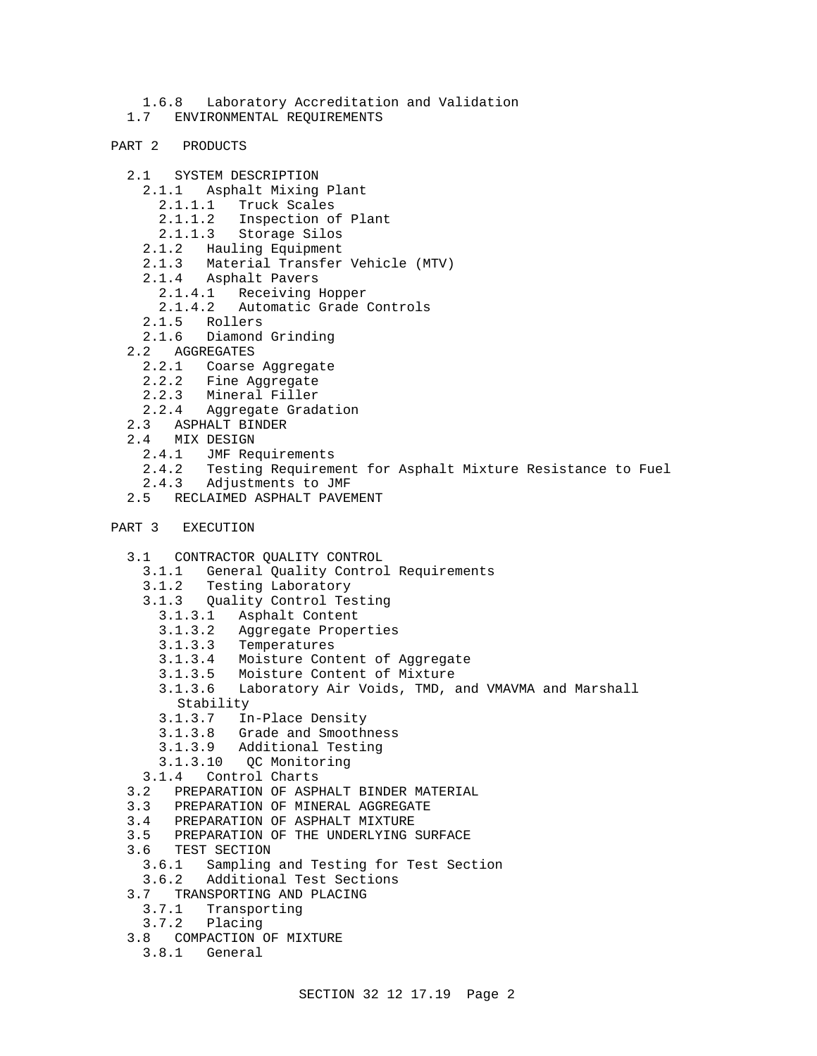1.6.8 Laboratory Accreditation and Validation
1.7 ENVIRONMENTAL REQUIREMENTS

PART 2 PRODUCTS

- 2.1 SYSTEM DESCRIPTION
  - 2.1.1 Asphalt Mixing Plant
    - 2.1.1.1 Truck Scales
    - 2.1.1.2 Inspection of Plant
    - 2.1.1.3 Storage Silos
  - 2.1.2 Hauling Equipment
  - 2.1.3 Material Transfer Vehicle (MTV)
  - 2.1.4 Asphalt Pavers
    - 2.1.4.1 Receiving Hopper
    - 2.1.4.2 Automatic Grade Controls
  - 2.1.5 Rollers
  - 2.1.6 Diamond Grinding
- 2.2 AGGREGATES
  - 2.2.1 Coarse Aggregate
  - 2.2.2 Fine Aggregate
  - 2.2.3 Mineral Filler
  - 2.2.4 Aggregate Gradation
- 2.3 ASPHALT BINDER
- 2.4 MIX DESIGN
  - 2.4.1 JMF Requirements
  - 2.4.2 Testing Requirement for Asphalt Mixture Resistance to Fuel
  - 2.4.3 Adjustments to JMF
- 2.5 RECLAIMED ASPHALT PAVEMENT

PART 3 EXECUTION

- 3.1 CONTRACTOR QUALITY CONTROL
  - 3.1.1 General Quality Control Requirements
  - 3.1.2 Testing Laboratory
  - 3.1.3 Quality Control Testing
    - 3.1.3.1 Asphalt Content
    - 3.1.3.2 Aggregate Properties
    - 3.1.3.3 Temperatures
    - 3.1.3.4 Moisture Content of Aggregate
    - 3.1.3.5 Moisture Content of Mixture
    - 3.1.3.6 Laboratory Air Voids, TMD, and VMAVMA and Marshall Stability
    - 3.1.3.7 In-Place Density
    - 3.1.3.8 Grade and Smoothness
    - 3.1.3.9 Additional Testing
    - 3.1.3.10 QC Monitoring
  - 3.1.4 Control Charts
- 3.2 PREPARATION OF ASPHALT BINDER MATERIAL
- 3.3 PREPARATION OF MINERAL AGGREGATE
- 3.4 PREPARATION OF ASPHALT MIXTURE
- 3.5 PREPARATION OF THE UNDERLYING SURFACE
- 3.6 TEST SECTION
  - 3.6.1 Sampling and Testing for Test Section
  - 3.6.2 Additional Test Sections
- 3.7 TRANSPORTING AND PLACING
  - 3.7.1 Transporting
  - 3.7.2 Placing
- 3.8 COMPACTION OF MIXTURE
  - 3.8.1 General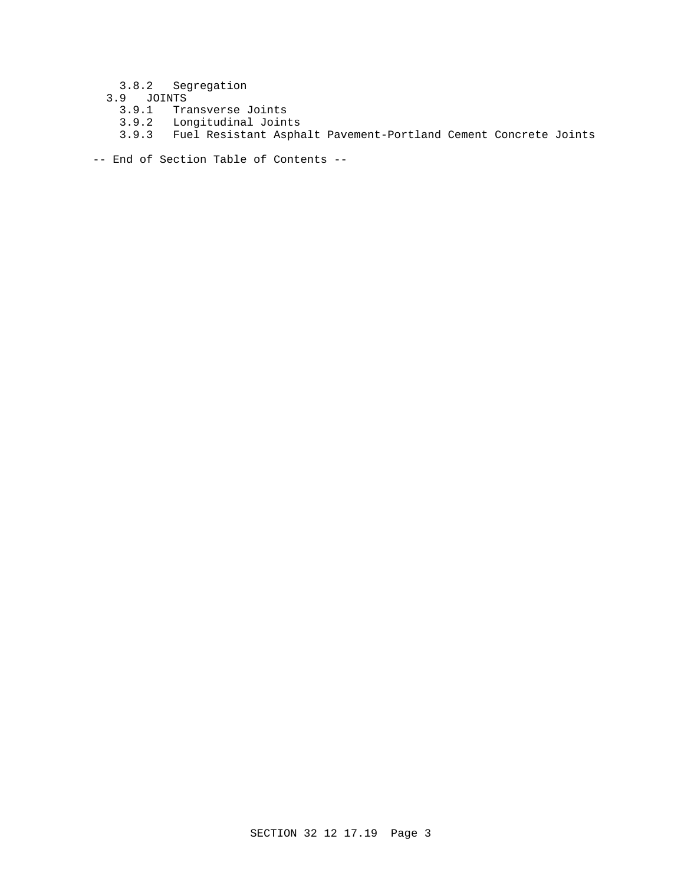3.8.2 Segregation

3.9 JOINTS

3.9.1 Transverse Joints

3.9.2 Longitudinal Joints

3.9.3 Fuel Resistant Asphalt Pavement-Portland Cement Concrete Joints

-- End of Section Table of Contents --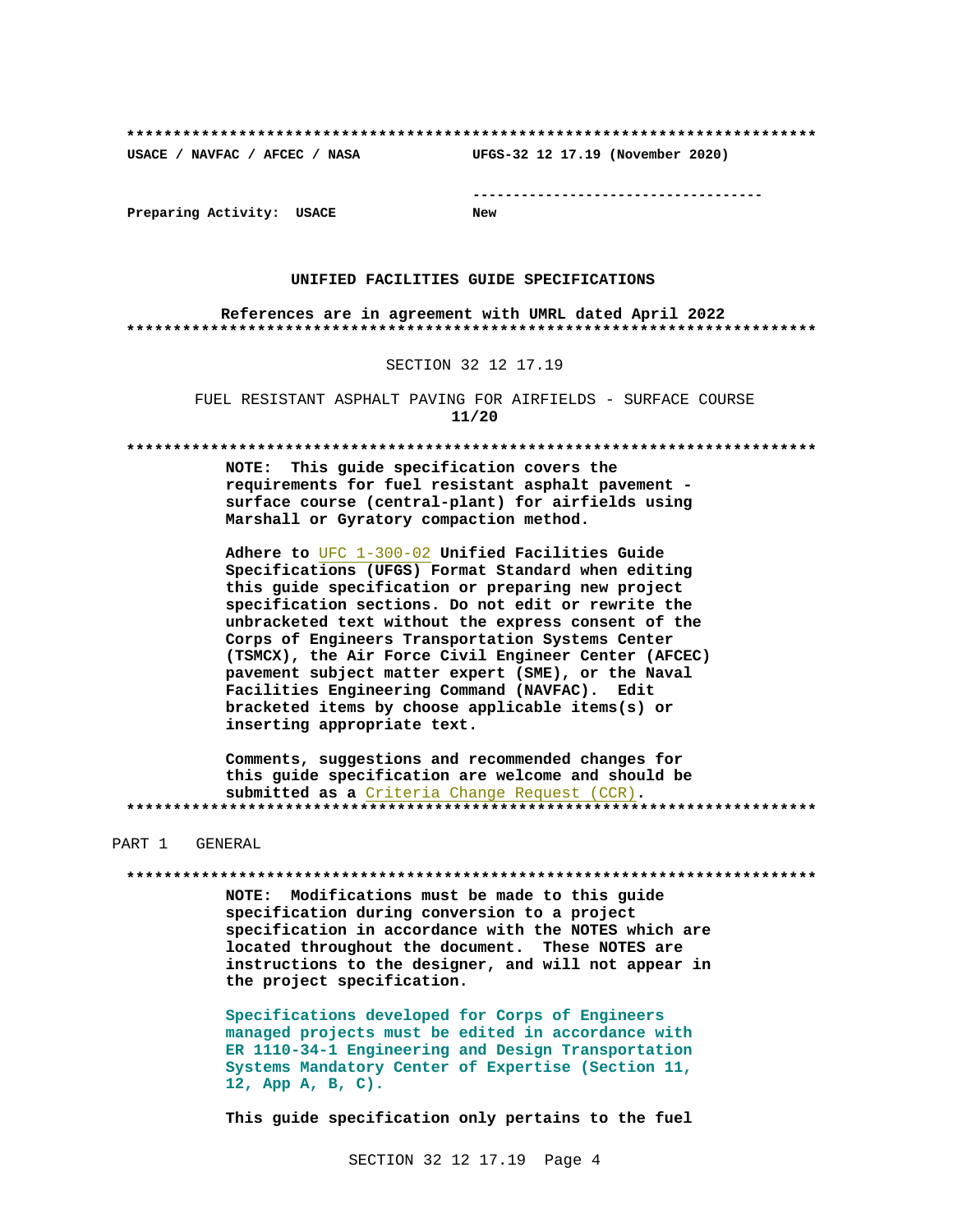**************************************************************************

USACE / NAVFAC / AFCEC / NASA UFGS-32 12 17.19 (November 2020)

-----------------------------------

Preparing Activity: USACE New

**UNIFIED FACILITIES GUIDE SPECIFICATIONS**

**References are in agreement with UMRL dated April 2022**

**************************************************************************

SECTION 32 12 17.19

FUEL RESISTANT ASPHALT PAVING FOR AIRFIELDS - SURFACE COURSE
**11/20**

**************************************************************************

**NOTE: This guide specification covers the requirements for fuel resistant asphalt pavement - surface course (central-plant) for airfields using Marshall or Gyratory compaction method.**

**Adhere to UFC 1-300-02 Unified Facilities Guide Specifications (UFGS) Format Standard when editing this guide specification or preparing new project specification sections. Do not edit or rewrite the unbracketed text without the express consent of the Corps of Engineers Transportation Systems Center (TSMCX), the Air Force Civil Engineer Center (AFCEC) pavement subject matter expert (SME), or the Naval Facilities Engineering Command (NAVFAC). Edit bracketed items by choose applicable items(s) or inserting appropriate text.**

**Comments, suggestions and recommended changes for this guide specification are welcome and should be submitted as a Criteria Change Request (CCR).**

**************************************************************************

PART 1 GENERAL

**************************************************************************

**NOTE: Modifications must be made to this guide specification during conversion to a project specification in accordance with the NOTES which are located throughout the document. These NOTES are instructions to the designer, and will not appear in the project specification.**

**Specifications developed for Corps of Engineers managed projects must be edited in accordance with ER 1110-34-1 Engineering and Design Transportation Systems Mandatory Center of Expertise (Section 11, 12, App A, B, C).**

**This guide specification only pertains to the fuel**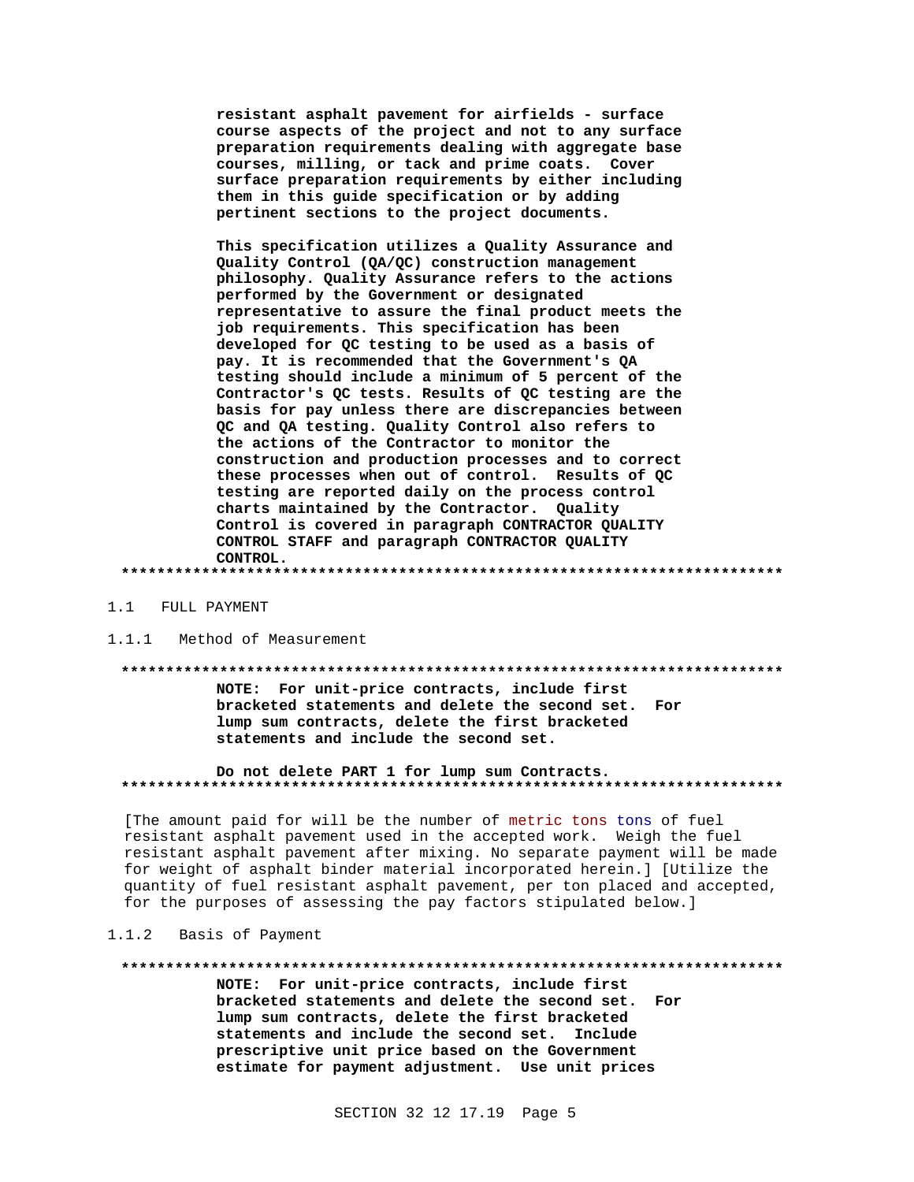resistant asphalt pavement for airfields - surface course aspects of the project and not to any surface preparation requirements dealing with aggregate base courses, milling, or tack and prime coats. Cover surface preparation requirements by either including them in this guide specification or by adding pertinent sections to the project documents.

This specification utilizes a Quality Assurance and Quality Control (QA/QC) construction management philosophy. Quality Assurance refers to the actions performed by the Government or designated representative to assure the final product meets the job requirements. This specification has been developed for QC testing to be used as a basis of pay. It is recommended that the Government's QA testing should include a minimum of 5 percent of the Contractor's QC tests. Results of QC testing are the basis for pay unless there are discrepancies between QC and QA testing. Quality Control also refers to the actions of the Contractor to monitor the construction and production processes and to correct these processes when out of control. Results of QC testing are reported daily on the process control charts maintained by the Contractor. Quality Control is covered in paragraph CONTRACTOR QUALITY CONTROL STAFF and paragraph CONTRACTOR QUALITY CONTROL.

**************************************************************************

## 1.1 FULL PAYMENT

### 1.1.1 Method of Measurement

**************************************************************************

**NOTE: For unit-price contracts, include first bracketed statements and delete the second set. For lump sum contracts, delete the first bracketed statements and include the second set.**

**Do not delete PART 1 for lump sum Contracts.**

**************************************************************************

[The amount paid for will be the number of metric tons tons of fuel resistant asphalt pavement used in the accepted work. Weigh the fuel resistant asphalt pavement after mixing. No separate payment will be made for weight of asphalt binder material incorporated herein.] [Utilize the quantity of fuel resistant asphalt pavement, per ton placed and accepted, for the purposes of assessing the pay factors stipulated below.]

### 1.1.2 Basis of Payment

**************************************************************************

**NOTE: For unit-price contracts, include first bracketed statements and delete the second set. For lump sum contracts, delete the first bracketed statements and include the second set. Include prescriptive unit price based on the Government estimate for payment adjustment. Use unit prices**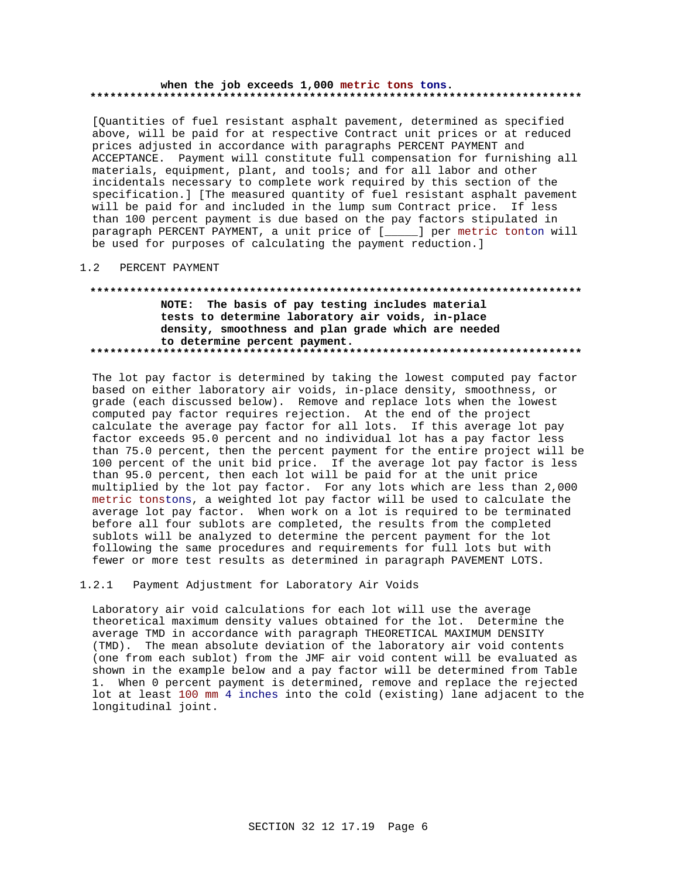**when the job exceeds 1,000 metric tons tons.**
**************************************************************************

[Quantities of fuel resistant asphalt pavement, determined as specified above, will be paid for at respective Contract unit prices or at reduced prices adjusted in accordance with paragraphs PERCENT PAYMENT and ACCEPTANCE. Payment will constitute full compensation for furnishing all materials, equipment, plant, and tools; and for all labor and other incidentals necessary to complete work required by this section of the specification.] [The measured quantity of fuel resistant asphalt pavement will be paid for and included in the lump sum Contract price. If less than 100 percent payment is due based on the pay factors stipulated in paragraph PERCENT PAYMENT, a unit price of [_____] per metric tonton will be used for purposes of calculating the payment reduction.]

## 1.2 PERCENT PAYMENT

**************************************************************************
**NOTE: The basis of pay testing includes material tests to determine laboratory air voids, in-place density, smoothness and plan grade which are needed to determine percent payment.**
**************************************************************************

The lot pay factor is determined by taking the lowest computed pay factor based on either laboratory air voids, in-place density, smoothness, or grade (each discussed below). Remove and replace lots when the lowest computed pay factor requires rejection. At the end of the project calculate the average pay factor for all lots. If this average lot pay factor exceeds 95.0 percent and no individual lot has a pay factor less than 75.0 percent, then the percent payment for the entire project will be 100 percent of the unit bid price. If the average lot pay factor is less than 95.0 percent, then each lot will be paid for at the unit price multiplied by the lot pay factor. For any lots which are less than 2,000 metric tonstons, a weighted lot pay factor will be used to calculate the average lot pay factor. When work on a lot is required to be terminated before all four sublots are completed, the results from the completed sublots will be analyzed to determine the percent payment for the lot following the same procedures and requirements for full lots but with fewer or more test results as determined in paragraph PAVEMENT LOTS.

### 1.2.1 Payment Adjustment for Laboratory Air Voids

Laboratory air void calculations for each lot will use the average theoretical maximum density values obtained for the lot. Determine the average TMD in accordance with paragraph THEORETICAL MAXIMUM DENSITY (TMD). The mean absolute deviation of the laboratory air void contents (one from each sublot) from the JMF air void content will be evaluated as shown in the example below and a pay factor will be determined from Table 1. When 0 percent payment is determined, remove and replace the rejected lot at least 100 mm 4 inches into the cold (existing) lane adjacent to the longitudinal joint.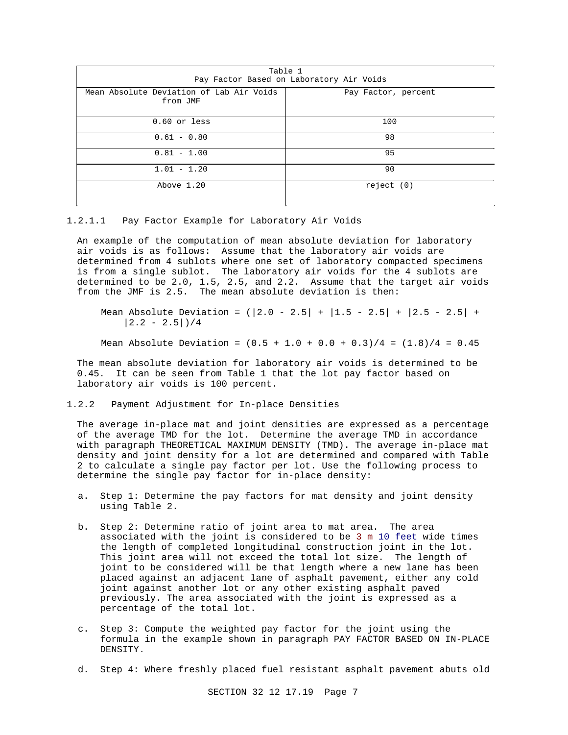| Table 1<br>Pay Factor Based on Laboratory Air Voids | |
|---|---|
| Mean Absolute Deviation of Lab Air Voids from JMF | Pay Factor, percent |
| 0.60 or less | 100 |
| 0.61 - 0.80 | 98 |
| 0.81 - 1.00 | 95 |
| 1.01 - 1.20 | 90 |
| Above 1.20 | reject (0) |

#### 1.2.1.1 Pay Factor Example for Laboratory Air Voids

An example of the computation of mean absolute deviation for laboratory air voids is as follows: Assume that the laboratory air voids are determined from 4 sublots where one set of laboratory compacted specimens is from a single sublot. The laboratory air voids for the 4 sublots are determined to be 2.0, 1.5, 2.5, and 2.2. Assume that the target air voids from the JMF is 2.5. The mean absolute deviation is then:

$$\text{Mean Absolute Deviation} = (|2.0 - 2.5| + |1.5 - 2.5| + |2.5 - 2.5| + |2.2 - 2.5|)/4$$

$$\text{Mean Absolute Deviation} = (0.5 + 1.0 + 0.0 + 0.3)/4 = (1.8)/4 = 0.45$$

The mean absolute deviation for laboratory air voids is determined to be 0.45. It can be seen from Table 1 that the lot pay factor based on laboratory air voids is 100 percent.

### 1.2.2 Payment Adjustment for In-place Densities

The average in-place mat and joint densities are expressed as a percentage of the average TMD for the lot. Determine the average TMD in accordance with paragraph THEORETICAL MAXIMUM DENSITY (TMD). The average in-place mat density and joint density for a lot are determined and compared with Table 2 to calculate a single pay factor per lot. Use the following process to determine the single pay factor for in-place density:

a. Step 1: Determine the pay factors for mat density and joint density using Table 2.

b. Step 2: Determine ratio of joint area to mat area. The area associated with the joint is considered to be 3 m 10 feet wide times the length of completed longitudinal construction joint in the lot. This joint area will not exceed the total lot size. The length of joint to be considered will be that length where a new lane has been placed against an adjacent lane of asphalt pavement, either any cold joint against another lot or any other existing asphalt paved previously. The area associated with the joint is expressed as a percentage of the total lot.

c. Step 3: Compute the weighted pay factor for the joint using the formula in the example shown in paragraph PAY FACTOR BASED ON IN-PLACE DENSITY.

d. Step 4: Where freshly placed fuel resistant asphalt pavement abuts old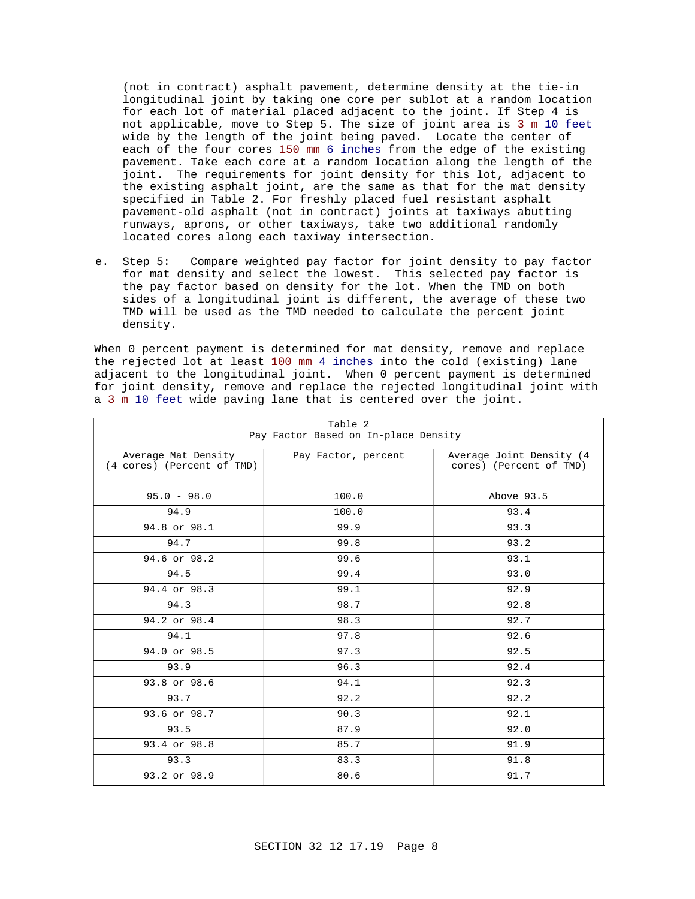(not in contract) asphalt pavement, determine density at the tie-in longitudinal joint by taking one core per sublot at a random location for each lot of material placed adjacent to the joint. If Step 4 is not applicable, move to Step 5. The size of joint area is 3 m 10 feet wide by the length of the joint being paved. Locate the center of each of the four cores 150 mm 6 inches from the edge of the existing pavement. Take each core at a random location along the length of the joint. The requirements for joint density for this lot, adjacent to the existing asphalt joint, are the same as that for the mat density specified in Table 2. For freshly placed fuel resistant asphalt pavement-old asphalt (not in contract) joints at taxiways abutting runways, aprons, or other taxiways, take two additional randomly located cores along each taxiway intersection.

e. Step 5: Compare weighted pay factor for joint density to pay factor for mat density and select the lowest. This selected pay factor is the pay factor based on density for the lot. When the TMD on both sides of a longitudinal joint is different, the average of these two TMD will be used as the TMD needed to calculate the percent joint density.

When 0 percent payment is determined for mat density, remove and replace the rejected lot at least 100 mm 4 inches into the cold (existing) lane adjacent to the longitudinal joint. When 0 percent payment is determined for joint density, remove and replace the rejected longitudinal joint with a 3 m 10 feet wide paving lane that is centered over the joint.

Table 2
Pay Factor Based on In-place Density

| Average Mat Density (4 cores) (Percent of TMD) | Pay Factor, percent | Average Joint Density (4 cores) (Percent of TMD) |
|---|---|---|
| 95.0 - 98.0 | 100.0 | Above 93.5 |
| 94.9 | 100.0 | 93.4 |
| 94.8 or 98.1 | 99.9 | 93.3 |
| 94.7 | 99.8 | 93.2 |
| 94.6 or 98.2 | 99.6 | 93.1 |
| 94.5 | 99.4 | 93.0 |
| 94.4 or 98.3 | 99.1 | 92.9 |
| 94.3 | 98.7 | 92.8 |
| 94.2 or 98.4 | 98.3 | 92.7 |
| 94.1 | 97.8 | 92.6 |
| 94.0 or 98.5 | 97.3 | 92.5 |
| 93.9 | 96.3 | 92.4 |
| 93.8 or 98.6 | 94.1 | 92.3 |
| 93.7 | 92.2 | 92.2 |
| 93.6 or 98.7 | 90.3 | 92.1 |
| 93.5 | 87.9 | 92.0 |
| 93.4 or 98.8 | 85.7 | 91.9 |
| 93.3 | 83.3 | 91.8 |
| 93.2 or 98.9 | 80.6 | 91.7 |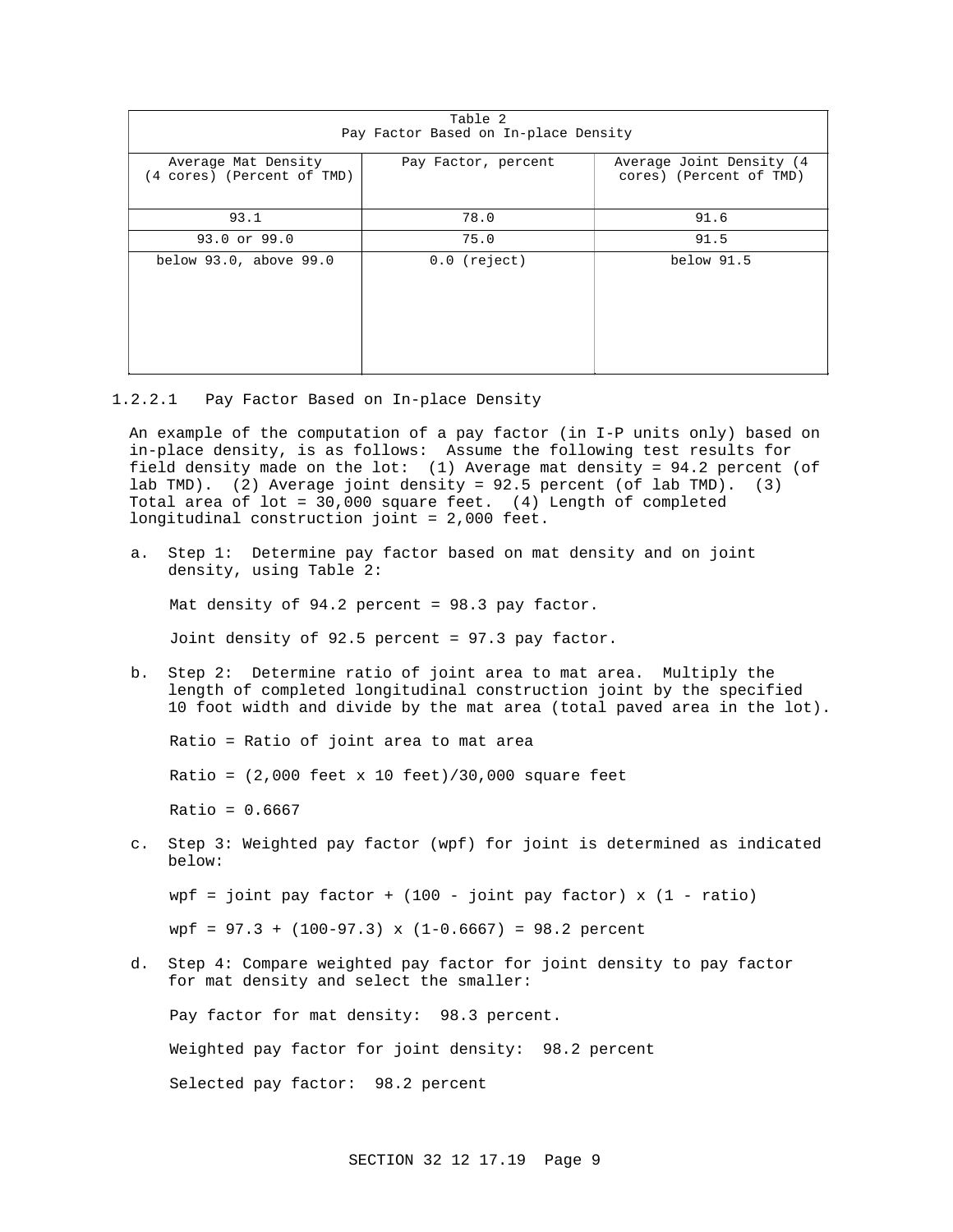| Table 2<br>Pay Factor Based on In-place Density | | |
|---|---|---|
| Average Mat Density (4 cores) (Percent of TMD) | Pay Factor, percent | Average Joint Density (4 cores) (Percent of TMD) |
| 93.1 | 78.0 | 91.6 |
| 93.0 or 99.0 | 75.0 | 91.5 |
| below 93.0, above 99.0 | 0.0 (reject) | below 91.5 |

### 1.2.2.1 Pay Factor Based on In-place Density

An example of the computation of a pay factor (in I-P units only) based on in-place density, is as follows: Assume the following test results for field density made on the lot: (1) Average mat density = 94.2 percent (of lab TMD). (2) Average joint density = 92.5 percent (of lab TMD). (3) Total area of lot = 30,000 square feet. (4) Length of completed longitudinal construction joint = 2,000 feet.

a. Step 1: Determine pay factor based on mat density and on joint density, using Table 2:

   Mat density of 94.2 percent = 98.3 pay factor.

   Joint density of 92.5 percent = 97.3 pay factor.

b. Step 2: Determine ratio of joint area to mat area. Multiply the length of completed longitudinal construction joint by the specified 10 foot width and divide by the mat area (total paved area in the lot).

   Ratio = Ratio of joint area to mat area

   Ratio = (2,000 feet x 10 feet)/30,000 square feet

   Ratio = 0.6667

c. Step 3: Weighted pay factor (wpf) for joint is determined as indicated below:

   wpf = joint pay factor + (100 - joint pay factor) x (1 - ratio)

   wpf = 97.3 + (100-97.3) x (1-0.6667) = 98.2 percent

d. Step 4: Compare weighted pay factor for joint density to pay factor for mat density and select the smaller:

   Pay factor for mat density: 98.3 percent.

   Weighted pay factor for joint density: 98.2 percent

   Selected pay factor: 98.2 percent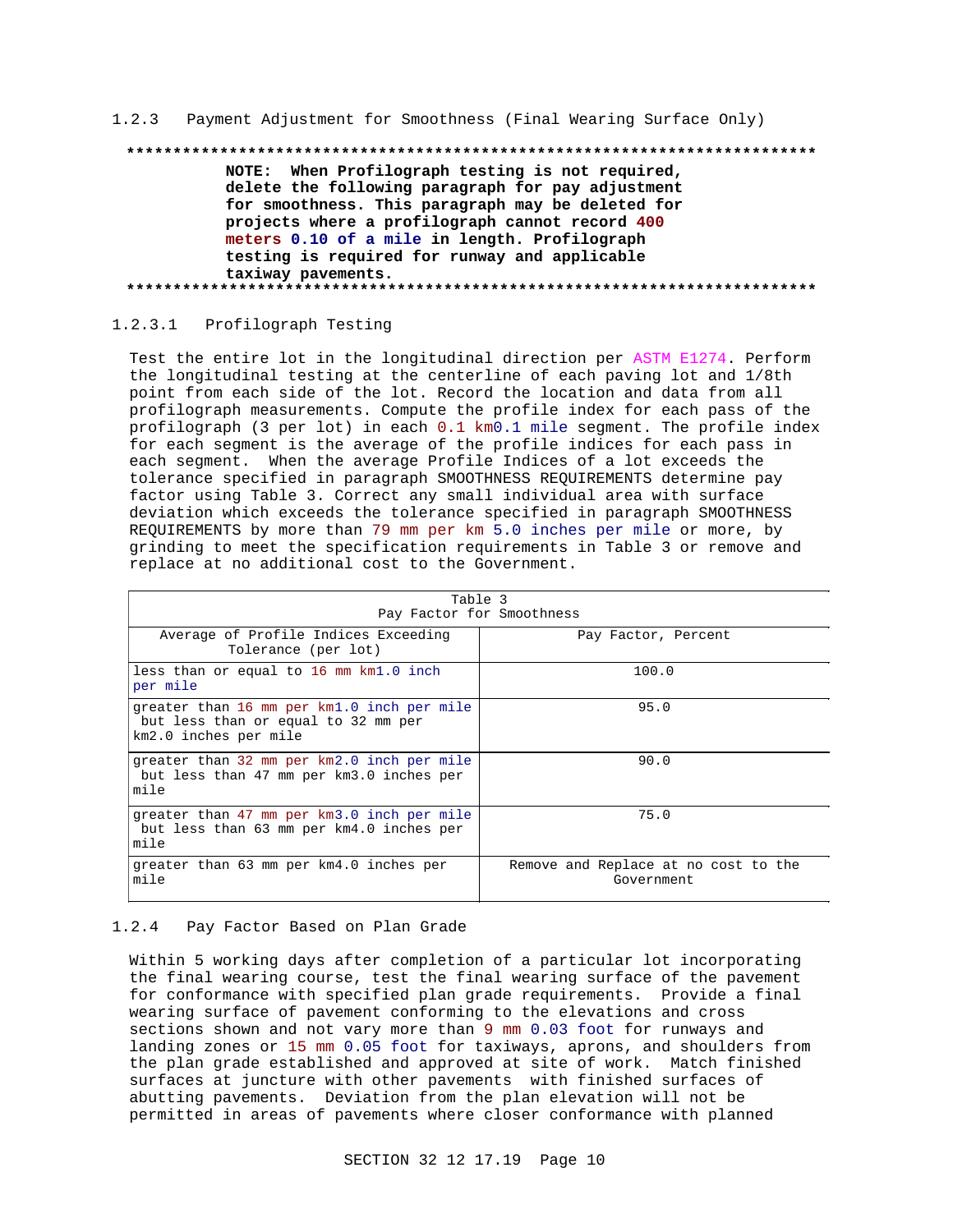### 1.2.3 Payment Adjustment for Smoothness (Final Wearing Surface Only)

**************************************************************************

**NOTE: When Profilograph testing is not required, delete the following paragraph for pay adjustment for smoothness. This paragraph may be deleted for projects where a profilograph cannot record 400 meters 0.10 of a mile in length. Profilograph testing is required for runway and applicable taxiway pavements.**

**************************************************************************

#### 1.2.3.1 Profilograph Testing

Test the entire lot in the longitudinal direction per ASTM E1274. Perform the longitudinal testing at the centerline of each paving lot and 1/8th point from each side of the lot. Record the location and data from all profilograph measurements. Compute the profile index for each pass of the profilograph (3 per lot) in each 0.1 km0.1 mile segment. The profile index for each segment is the average of the profile indices for each pass in each segment. When the average Profile Indices of a lot exceeds the tolerance specified in paragraph SMOOTHNESS REQUIREMENTS determine pay factor using Table 3. Correct any small individual area with surface deviation which exceeds the tolerance specified in paragraph SMOOTHNESS REQUIREMENTS by more than 79 mm per km 5.0 inches per mile or more, by grinding to meet the specification requirements in Table 3 or remove and replace at no additional cost to the Government.

Table 3
Pay Factor for Smoothness

| Average of Profile Indices Exceeding Tolerance (per lot) | Pay Factor, Percent |
|---|---|
| less than or equal to 16 mm km1.0 inch per mile | 100.0 |
| greater than 16 mm per km1.0 inch per mile but less than or equal to 32 mm per km2.0 inches per mile | 95.0 |
| greater than 32 mm per km2.0 inch per mile but less than 47 mm per km3.0 inches per mile | 90.0 |
| greater than 47 mm per km3.0 inch per mile but less than 63 mm per km4.0 inches per mile | 75.0 |
| greater than 63 mm per km4.0 inches per mile | Remove and Replace at no cost to the Government |

### 1.2.4 Pay Factor Based on Plan Grade

Within 5 working days after completion of a particular lot incorporating the final wearing course, test the final wearing surface of the pavement for conformance with specified plan grade requirements. Provide a final wearing surface of pavement conforming to the elevations and cross sections shown and not vary more than 9 mm 0.03 foot for runways and landing zones or 15 mm 0.05 foot for taxiways, aprons, and shoulders from the plan grade established and approved at site of work. Match finished surfaces at juncture with other pavements with finished surfaces of abutting pavements. Deviation from the plan elevation will not be permitted in areas of pavements where closer conformance with planned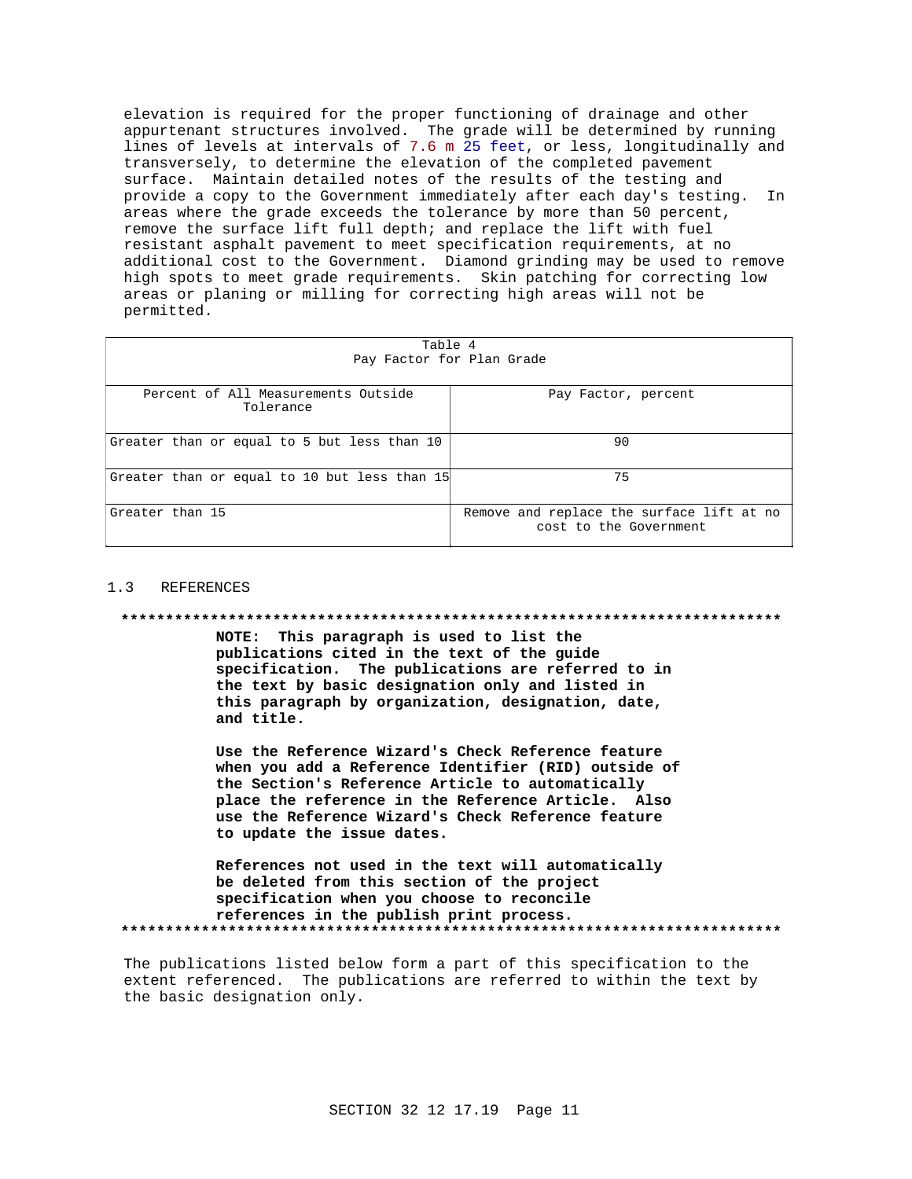elevation is required for the proper functioning of drainage and other appurtenant structures involved. The grade will be determined by running lines of levels at intervals of 7.6 m 25 feet, or less, longitudinally and transversely, to determine the elevation of the completed pavement surface. Maintain detailed notes of the results of the testing and provide a copy to the Government immediately after each day's testing. In areas where the grade exceeds the tolerance by more than 50 percent, remove the surface lift full depth; and replace the lift with fuel resistant asphalt pavement to meet specification requirements, at no additional cost to the Government. Diamond grinding may be used to remove high spots to meet grade requirements. Skin patching for correcting low areas or planing or milling for correcting high areas will not be permitted.

Table 4
Pay Factor for Plan Grade

| Percent of All Measurements Outside Tolerance | Pay Factor, percent |
|---|---|
| Greater than or equal to 5 but less than 10 | 90 |
| Greater than or equal to 10 but less than 15 | 75 |
| Greater than 15 | Remove and replace the surface lift at no cost to the Government |

## 1.3 REFERENCES

**NOTE: This paragraph is used to list the publications cited in the text of the guide specification. The publications are referred to in the text by basic designation only and listed in this paragraph by organization, designation, date, and title.**

**Use the Reference Wizard's Check Reference feature when you add a Reference Identifier (RID) outside of the Section's Reference Article to automatically place the reference in the Reference Article. Also use the Reference Wizard's Check Reference feature to update the issue dates.**

**References not used in the text will automatically be deleted from this section of the project specification when you choose to reconcile references in the publish print process.**

The publications listed below form a part of this specification to the extent referenced. The publications are referred to within the text by the basic designation only.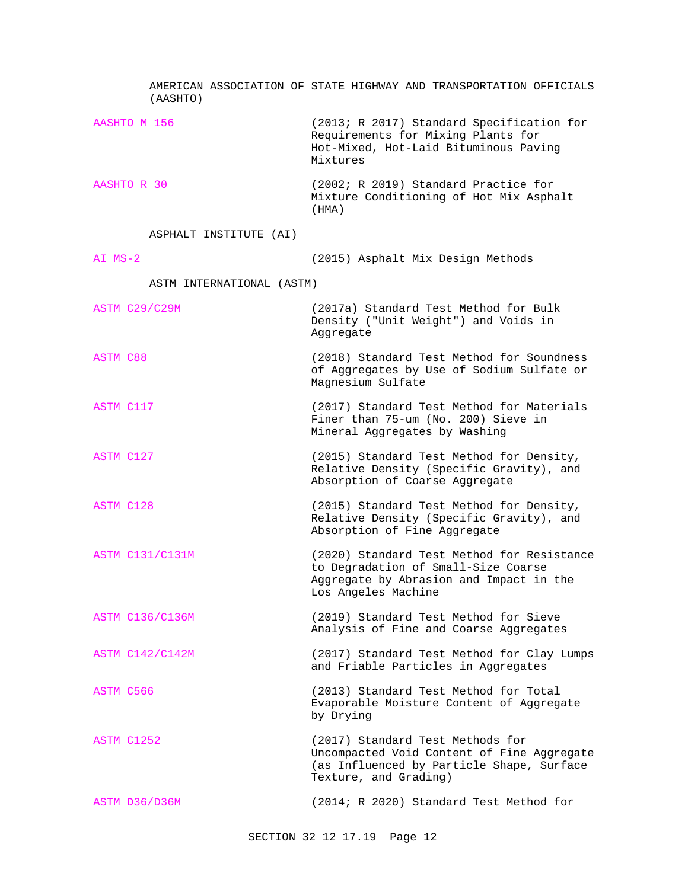AMERICAN ASSOCIATION OF STATE HIGHWAY AND TRANSPORTATION OFFICIALS (AASHTO)

AASHTO M 156 (2013; R 2017) Standard Specification for Requirements for Mixing Plants for Hot-Mixed, Hot-Laid Bituminous Paving Mixtures

AASHTO R 30 (2002; R 2019) Standard Practice for Mixture Conditioning of Hot Mix Asphalt (HMA)

ASPHALT INSTITUTE (AI)

AI MS-2 (2015) Asphalt Mix Design Methods

ASTM INTERNATIONAL (ASTM)

ASTM C29/C29M (2017a) Standard Test Method for Bulk Density ("Unit Weight") and Voids in Aggregate

ASTM C88 (2018) Standard Test Method for Soundness of Aggregates by Use of Sodium Sulfate or Magnesium Sulfate

ASTM C117 (2017) Standard Test Method for Materials Finer than 75-um (No. 200) Sieve in Mineral Aggregates by Washing

ASTM C127 (2015) Standard Test Method for Density, Relative Density (Specific Gravity), and Absorption of Coarse Aggregate

ASTM C128 (2015) Standard Test Method for Density, Relative Density (Specific Gravity), and Absorption of Fine Aggregate

ASTM C131/C131M (2020) Standard Test Method for Resistance to Degradation of Small-Size Coarse Aggregate by Abrasion and Impact in the Los Angeles Machine

ASTM C136/C136M (2019) Standard Test Method for Sieve Analysis of Fine and Coarse Aggregates

ASTM C142/C142M (2017) Standard Test Method for Clay Lumps and Friable Particles in Aggregates

ASTM C566 (2013) Standard Test Method for Total Evaporable Moisture Content of Aggregate by Drying

ASTM C1252 (2017) Standard Test Methods for Uncompacted Void Content of Fine Aggregate (as Influenced by Particle Shape, Surface Texture, and Grading)

ASTM D36/D36M (2014; R 2020) Standard Test Method for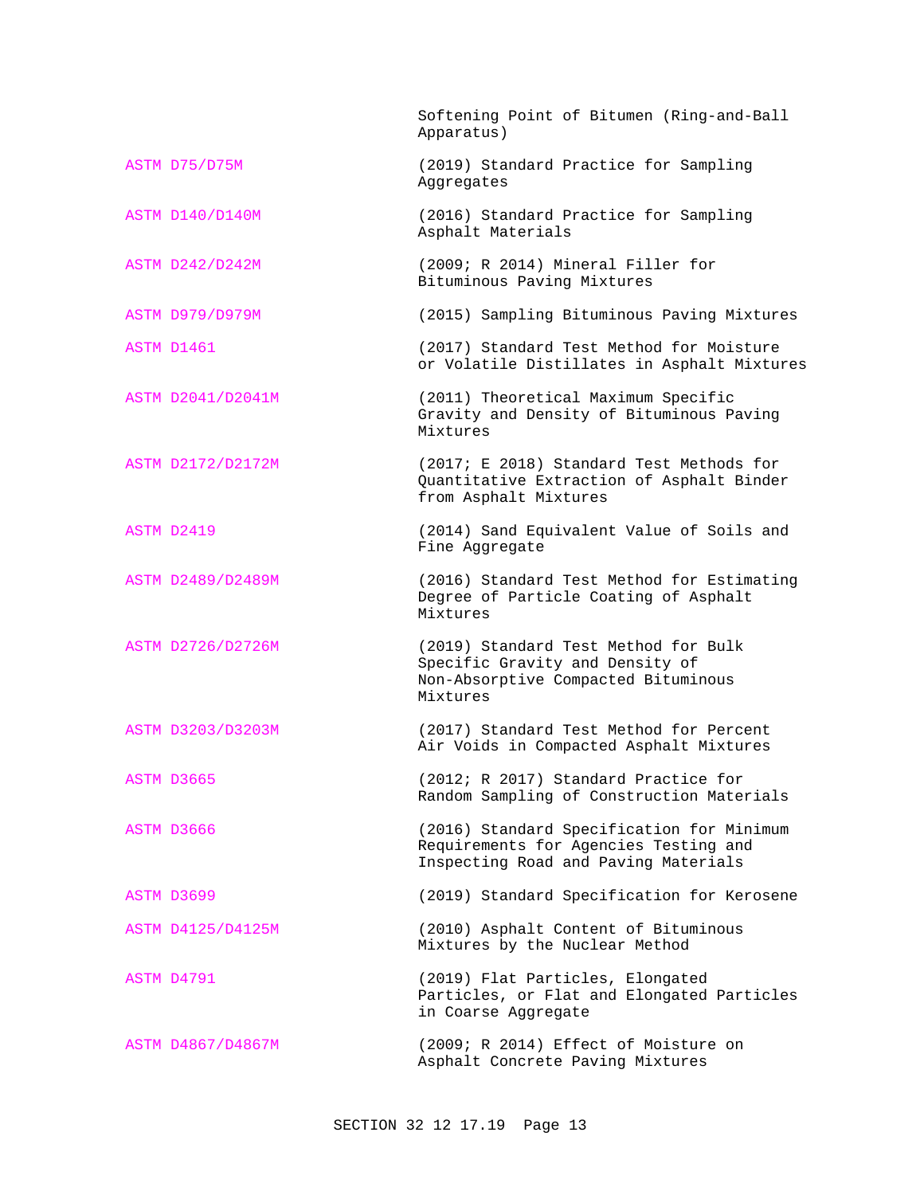| | |
|---|---|
| | Softening Point of Bitumen (Ring-and-Ball Apparatus) |
| ASTM D75/D75M | (2019) Standard Practice for Sampling Aggregates |
| ASTM D140/D140M | (2016) Standard Practice for Sampling Asphalt Materials |
| ASTM D242/D242M | (2009; R 2014) Mineral Filler for Bituminous Paving Mixtures |
| ASTM D979/D979M | (2015) Sampling Bituminous Paving Mixtures |
| ASTM D1461 | (2017) Standard Test Method for Moisture or Volatile Distillates in Asphalt Mixtures |
| ASTM D2041/D2041M | (2011) Theoretical Maximum Specific Gravity and Density of Bituminous Paving Mixtures |
| ASTM D2172/D2172M | (2017; E 2018) Standard Test Methods for Quantitative Extraction of Asphalt Binder from Asphalt Mixtures |
| ASTM D2419 | (2014) Sand Equivalent Value of Soils and Fine Aggregate |
| ASTM D2489/D2489M | (2016) Standard Test Method for Estimating Degree of Particle Coating of Asphalt Mixtures |
| ASTM D2726/D2726M | (2019) Standard Test Method for Bulk Specific Gravity and Density of Non-Absorptive Compacted Bituminous Mixtures |
| ASTM D3203/D3203M | (2017) Standard Test Method for Percent Air Voids in Compacted Asphalt Mixtures |
| ASTM D3665 | (2012; R 2017) Standard Practice for Random Sampling of Construction Materials |
| ASTM D3666 | (2016) Standard Specification for Minimum Requirements for Agencies Testing and Inspecting Road and Paving Materials |
| ASTM D3699 | (2019) Standard Specification for Kerosene |
| ASTM D4125/D4125M | (2010) Asphalt Content of Bituminous Mixtures by the Nuclear Method |
| ASTM D4791 | (2019) Flat Particles, Elongated Particles, or Flat and Elongated Particles in Coarse Aggregate |
| ASTM D4867/D4867M | (2009; R 2014) Effect of Moisture on Asphalt Concrete Paving Mixtures |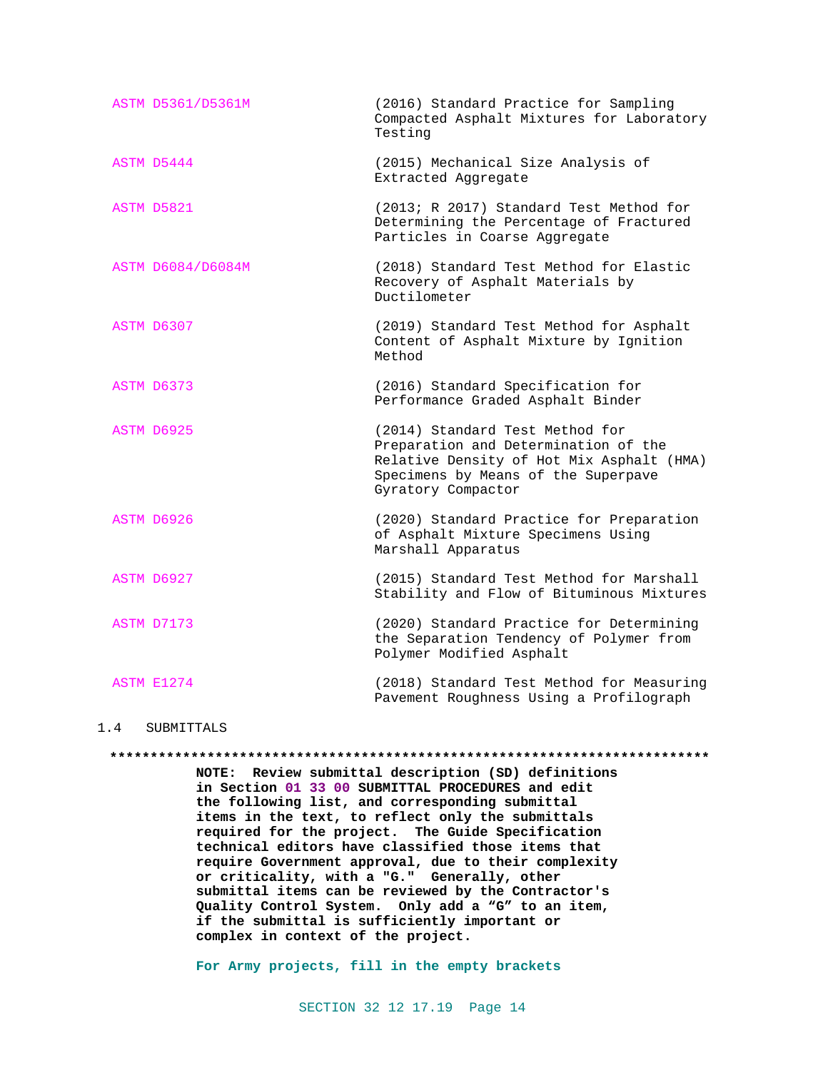| | |
|---|---|
| ASTM D5361/D5361M | (2016) Standard Practice for Sampling Compacted Asphalt Mixtures for Laboratory Testing |
| ASTM D5444 | (2015) Mechanical Size Analysis of Extracted Aggregate |
| ASTM D5821 | (2013; R 2017) Standard Test Method for Determining the Percentage of Fractured Particles in Coarse Aggregate |
| ASTM D6084/D6084M | (2018) Standard Test Method for Elastic Recovery of Asphalt Materials by Ductilometer |
| ASTM D6307 | (2019) Standard Test Method for Asphalt Content of Asphalt Mixture by Ignition Method |
| ASTM D6373 | (2016) Standard Specification for Performance Graded Asphalt Binder |
| ASTM D6925 | (2014) Standard Test Method for Preparation and Determination of the Relative Density of Hot Mix Asphalt (HMA) Specimens by Means of the Superpave Gyratory Compactor |
| ASTM D6926 | (2020) Standard Practice for Preparation of Asphalt Mixture Specimens Using Marshall Apparatus |
| ASTM D6927 | (2015) Standard Test Method for Marshall Stability and Flow of Bituminous Mixtures |
| ASTM D7173 | (2020) Standard Practice for Determining the Separation Tendency of Polymer from Polymer Modified Asphalt |
| ASTM E1274 | (2018) Standard Test Method for Measuring Pavement Roughness Using a Profilograph |

## 1.4 SUBMITTALS

**************************************************************************

**NOTE: Review submittal description (SD) definitions in Section 01 33 00 SUBMITTAL PROCEDURES and edit the following list, and corresponding submittal items in the text, to reflect only the submittals required for the project. The Guide Specification technical editors have classified those items that require Government approval, due to their complexity or criticality, with a "G." Generally, other submittal items can be reviewed by the Contractor's Quality Control System. Only add a "G" to an item, if the submittal is sufficiently important or complex in context of the project.**

**For Army projects, fill in the empty brackets**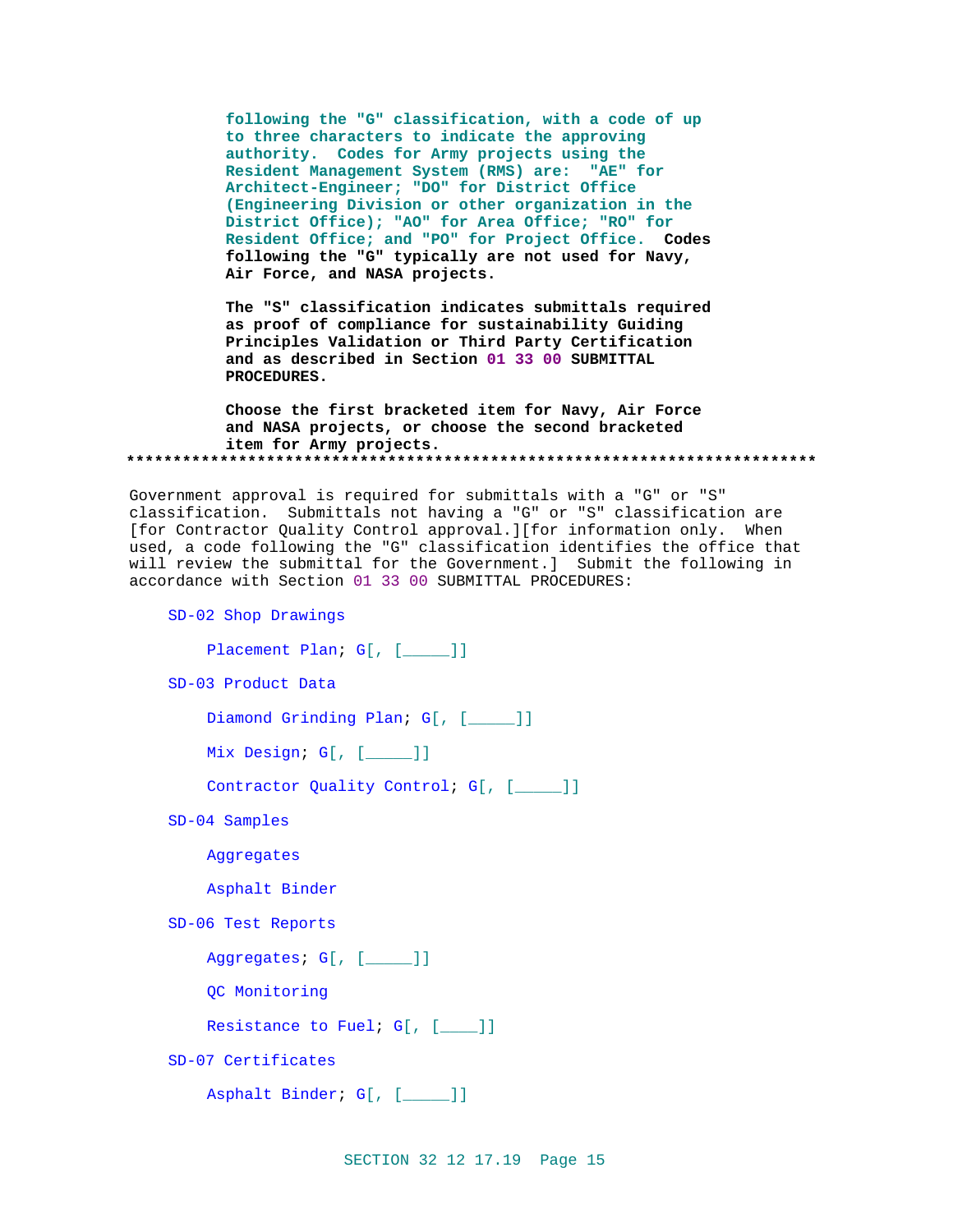following the "G" classification, with a code of up to three characters to indicate the approving authority. Codes for Army projects using the Resident Management System (RMS) are: "AE" for Architect-Engineer; "DO" for District Office (Engineering Division or other organization in the District Office); "AO" for Area Office; "RO" for Resident Office; and "PO" for Project Office. **Codes following the "G" typically are not used for Navy, Air Force, and NASA projects.**

**The "S" classification indicates submittals required as proof of compliance for sustainability Guiding Principles Validation or Third Party Certification and as described in Section 01 33 00 SUBMITTAL PROCEDURES.**

**Choose the first bracketed item for Navy, Air Force and NASA projects, or choose the second bracketed item for Army projects.**

**************************************************************************

Government approval is required for submittals with a "G" or "S" classification. Submittals not having a "G" or "S" classification are [for Contractor Quality Control approval.][for information only. When used, a code following the "G" classification identifies the office that will review the submittal for the Government.] Submit the following in accordance with Section 01 33 00 SUBMITTAL PROCEDURES:

SD-02 Shop Drawings

Placement Plan; G[, [_____]]

SD-03 Product Data

Diamond Grinding Plan; G[, [_____]]

Mix Design; G[, [_____]]

Contractor Quality Control; G[, [_____]]

SD-04 Samples

Aggregates

Asphalt Binder

SD-06 Test Reports

Aggregates; G[, [_____]]

QC Monitoring

Resistance to Fuel; G[, [____]]

SD-07 Certificates

Asphalt Binder; G[, [_____]]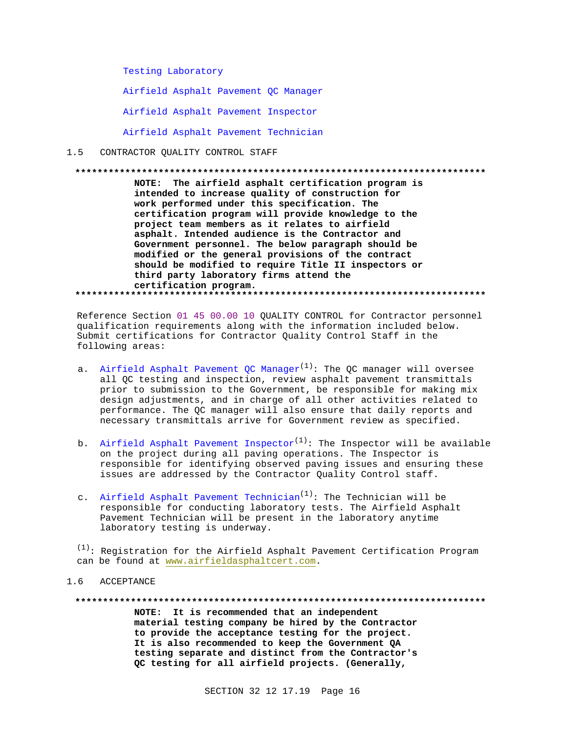Testing Laboratory

Airfield Asphalt Pavement QC Manager

Airfield Asphalt Pavement Inspector

Airfield Asphalt Pavement Technician

## 1.5 CONTRACTOR QUALITY CONTROL STAFF

**************************************************************************

**NOTE: The airfield asphalt certification program is intended to increase quality of construction for work performed under this specification. The certification program will provide knowledge to the project team members as it relates to airfield asphalt. Intended audience is the Contractor and Government personnel. The below paragraph should be modified or the general provisions of the contract should be modified to require Title II inspectors or third party laboratory firms attend the certification program.**

**************************************************************************

Reference Section 01 45 00.00 10 QUALITY CONTROL for Contractor personnel qualification requirements along with the information included below. Submit certifications for Contractor Quality Control Staff in the following areas:

a. Airfield Asphalt Pavement QC Manager[1]: The QC manager will oversee all QC testing and inspection, review asphalt pavement transmittals prior to submission to the Government, be responsible for making mix design adjustments, and in charge of all other activities related to performance. The QC manager will also ensure that daily reports and necessary transmittals arrive for Government review as specified.

b. Airfield Asphalt Pavement Inspector[1]: The Inspector will be available on the project during all paving operations. The Inspector is responsible for identifying observed paving issues and ensuring these issues are addressed by the Contractor Quality Control staff.

c. Airfield Asphalt Pavement Technician[1]: The Technician will be responsible for conducting laboratory tests. The Airfield Asphalt Pavement Technician will be present in the laboratory anytime laboratory testing is underway.

[1]: Registration for the Airfield Asphalt Pavement Certification Program can be found at www.airfieldasphaltcert.com.

## 1.6 ACCEPTANCE

**************************************************************************

**NOTE: It is recommended that an independent material testing company be hired by the Contractor to provide the acceptance testing for the project. It is also recommended to keep the Government QA testing separate and distinct from the Contractor's QC testing for all airfield projects. (Generally,**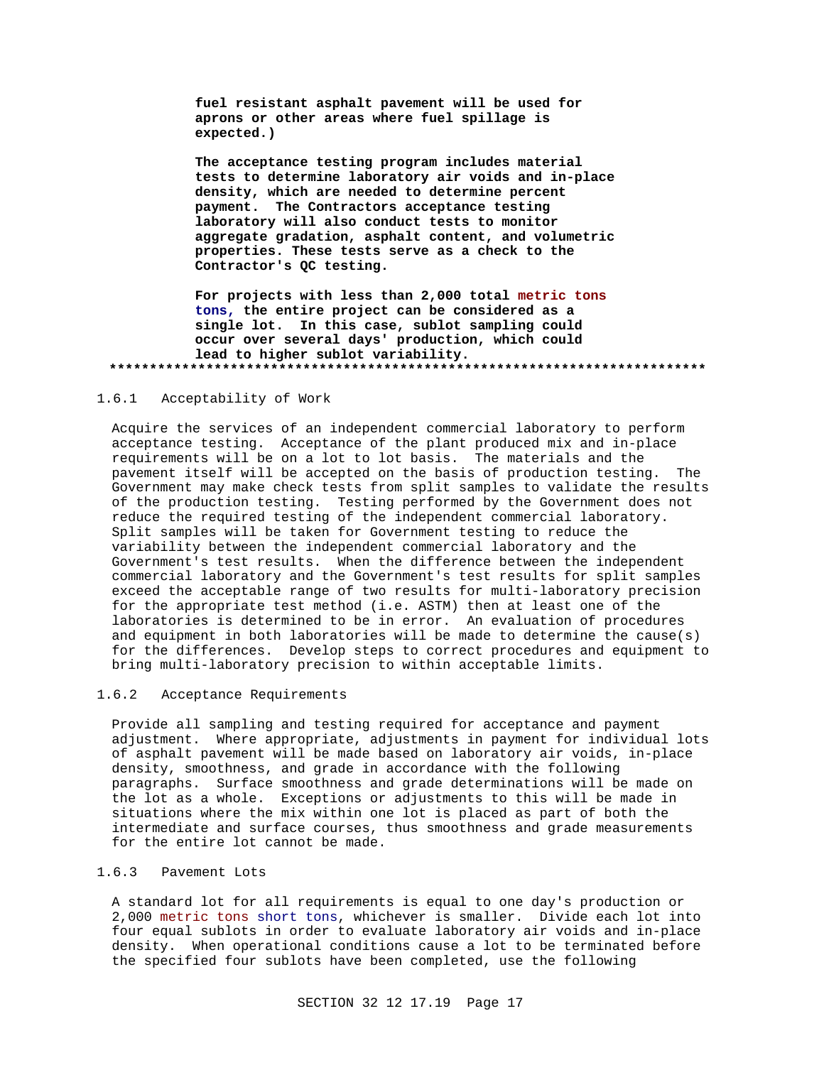**fuel resistant asphalt pavement will be used for aprons or other areas where fuel spillage is expected.)**

**The acceptance testing program includes material tests to determine laboratory air voids and in-place density, which are needed to determine percent payment. The Contractors acceptance testing laboratory will also conduct tests to monitor aggregate gradation, asphalt content, and volumetric properties. These tests serve as a check to the Contractor's QC testing.**

**For projects with less than 2,000 total metric tons tons, the entire project can be considered as a single lot. In this case, sublot sampling could occur over several days' production, which could lead to higher sublot variability.**
**************************************************************************

### 1.6.1 Acceptability of Work

Acquire the services of an independent commercial laboratory to perform acceptance testing. Acceptance of the plant produced mix and in-place requirements will be on a lot to lot basis. The materials and the pavement itself will be accepted on the basis of production testing. The Government may make check tests from split samples to validate the results of the production testing. Testing performed by the Government does not reduce the required testing of the independent commercial laboratory. Split samples will be taken for Government testing to reduce the variability between the independent commercial laboratory and the Government's test results. When the difference between the independent commercial laboratory and the Government's test results for split samples exceed the acceptable range of two results for multi-laboratory precision for the appropriate test method (i.e. ASTM) then at least one of the laboratories is determined to be in error. An evaluation of procedures and equipment in both laboratories will be made to determine the cause(s) for the differences. Develop steps to correct procedures and equipment to bring multi-laboratory precision to within acceptable limits.

### 1.6.2 Acceptance Requirements

Provide all sampling and testing required for acceptance and payment adjustment. Where appropriate, adjustments in payment for individual lots of asphalt pavement will be made based on laboratory air voids, in-place density, smoothness, and grade in accordance with the following paragraphs. Surface smoothness and grade determinations will be made on the lot as a whole. Exceptions or adjustments to this will be made in situations where the mix within one lot is placed as part of both the intermediate and surface courses, thus smoothness and grade measurements for the entire lot cannot be made.

### 1.6.3 Pavement Lots

A standard lot for all requirements is equal to one day's production or 2,000 metric tons short tons, whichever is smaller. Divide each lot into four equal sublots in order to evaluate laboratory air voids and in-place density. When operational conditions cause a lot to be terminated before the specified four sublots have been completed, use the following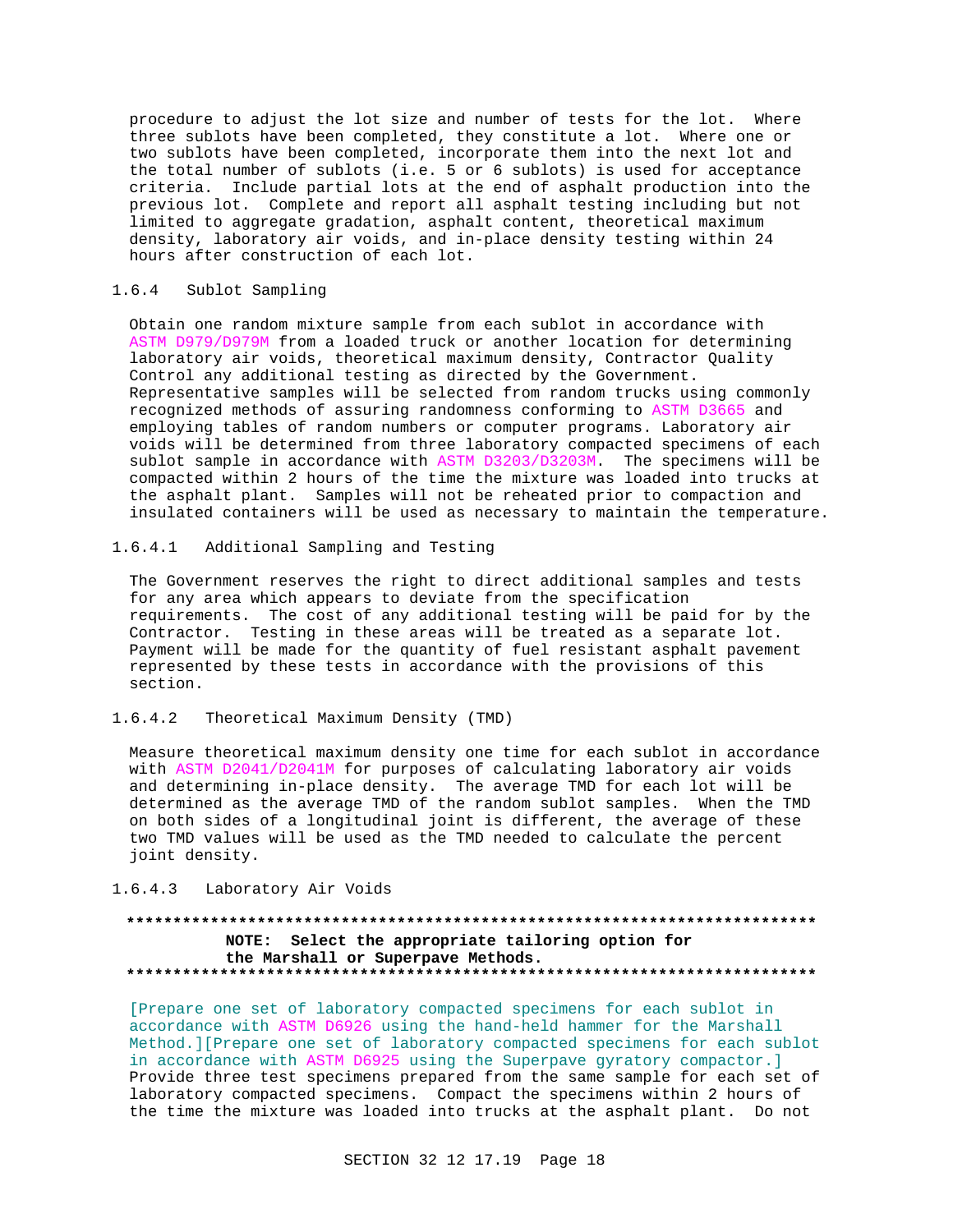procedure to adjust the lot size and number of tests for the lot. Where three sublots have been completed, they constitute a lot. Where one or two sublots have been completed, incorporate them into the next lot and the total number of sublots (i.e. 5 or 6 sublots) is used for acceptance criteria. Include partial lots at the end of asphalt production into the previous lot. Complete and report all asphalt testing including but not limited to aggregate gradation, asphalt content, theoretical maximum density, laboratory air voids, and in-place density testing within 24 hours after construction of each lot.

#### 1.6.4 Sublot Sampling

Obtain one random mixture sample from each sublot in accordance with ASTM D979/D979M from a loaded truck or another location for determining laboratory air voids, theoretical maximum density, Contractor Quality Control any additional testing as directed by the Government. Representative samples will be selected from random trucks using commonly recognized methods of assuring randomness conforming to ASTM D3665 and employing tables of random numbers or computer programs. Laboratory air voids will be determined from three laboratory compacted specimens of each sublot sample in accordance with ASTM D3203/D3203M. The specimens will be compacted within 2 hours of the time the mixture was loaded into trucks at the asphalt plant. Samples will not be reheated prior to compaction and insulated containers will be used as necessary to maintain the temperature.

##### 1.6.4.1 Additional Sampling and Testing

The Government reserves the right to direct additional samples and tests for any area which appears to deviate from the specification requirements. The cost of any additional testing will be paid for by the Contractor. Testing in these areas will be treated as a separate lot. Payment will be made for the quantity of fuel resistant asphalt pavement represented by these tests in accordance with the provisions of this section.

##### 1.6.4.2 Theoretical Maximum Density (TMD)

Measure theoretical maximum density one time for each sublot in accordance with ASTM D2041/D2041M for purposes of calculating laboratory air voids and determining in-place density. The average TMD for each lot will be determined as the average TMD of the random sublot samples. When the TMD on both sides of a longitudinal joint is different, the average of these two TMD values will be used as the TMD needed to calculate the percent joint density.

##### 1.6.4.3 Laboratory Air Voids

**************************************************************************
**NOTE: Select the appropriate tailoring option for the Marshall or Superpave Methods.**
**************************************************************************

[Prepare one set of laboratory compacted specimens for each sublot in accordance with ASTM D6926 using the hand-held hammer for the Marshall Method.][Prepare one set of laboratory compacted specimens for each sublot in accordance with ASTM D6925 using the Superpave gyratory compactor.] Provide three test specimens prepared from the same sample for each set of laboratory compacted specimens. Compact the specimens within 2 hours of the time the mixture was loaded into trucks at the asphalt plant. Do not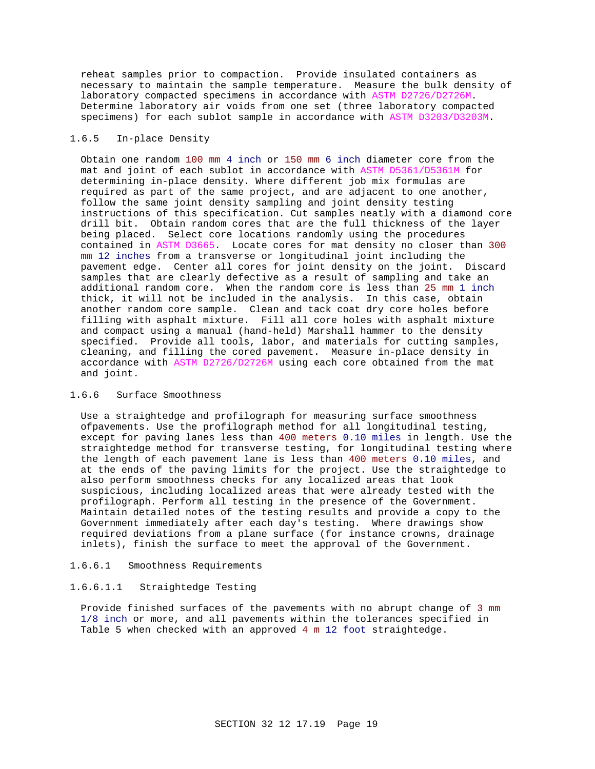reheat samples prior to compaction. Provide insulated containers as necessary to maintain the sample temperature. Measure the bulk density of laboratory compacted specimens in accordance with ASTM D2726/D2726M. Determine laboratory air voids from one set (three laboratory compacted specimens) for each sublot sample in accordance with ASTM D3203/D3203M.

### 1.6.5 In-place Density

Obtain one random 100 mm 4 inch or 150 mm 6 inch diameter core from the mat and joint of each sublot in accordance with ASTM D5361/D5361M for determining in-place density. Where different job mix formulas are required as part of the same project, and are adjacent to one another, follow the same joint density sampling and joint density testing instructions of this specification. Cut samples neatly with a diamond core drill bit. Obtain random cores that are the full thickness of the layer being placed. Select core locations randomly using the procedures contained in ASTM D3665. Locate cores for mat density no closer than 300 mm 12 inches from a transverse or longitudinal joint including the pavement edge. Center all cores for joint density on the joint. Discard samples that are clearly defective as a result of sampling and take an additional random core. When the random core is less than 25 mm 1 inch thick, it will not be included in the analysis. In this case, obtain another random core sample. Clean and tack coat dry core holes before filling with asphalt mixture. Fill all core holes with asphalt mixture and compact using a manual (hand-held) Marshall hammer to the density specified. Provide all tools, labor, and materials for cutting samples, cleaning, and filling the cored pavement. Measure in-place density in accordance with ASTM D2726/D2726M using each core obtained from the mat and joint.

### 1.6.6 Surface Smoothness

Use a straightedge and profilograph for measuring surface smoothness ofpavements. Use the profilograph method for all longitudinal testing, except for paving lanes less than 400 meters 0.10 miles in length. Use the straightedge method for transverse testing, for longitudinal testing where the length of each pavement lane is less than 400 meters 0.10 miles, and at the ends of the paving limits for the project. Use the straightedge to also perform smoothness checks for any localized areas that look suspicious, including localized areas that were already tested with the profilograph. Perform all testing in the presence of the Government. Maintain detailed notes of the testing results and provide a copy to the Government immediately after each day's testing. Where drawings show required deviations from a plane surface (for instance crowns, drainage inlets), finish the surface to meet the approval of the Government.

#### 1.6.6.1 Smoothness Requirements

##### 1.6.6.1.1 Straightedge Testing

Provide finished surfaces of the pavements with no abrupt change of 3 mm 1/8 inch or more, and all pavements within the tolerances specified in Table 5 when checked with an approved 4 m 12 foot straightedge.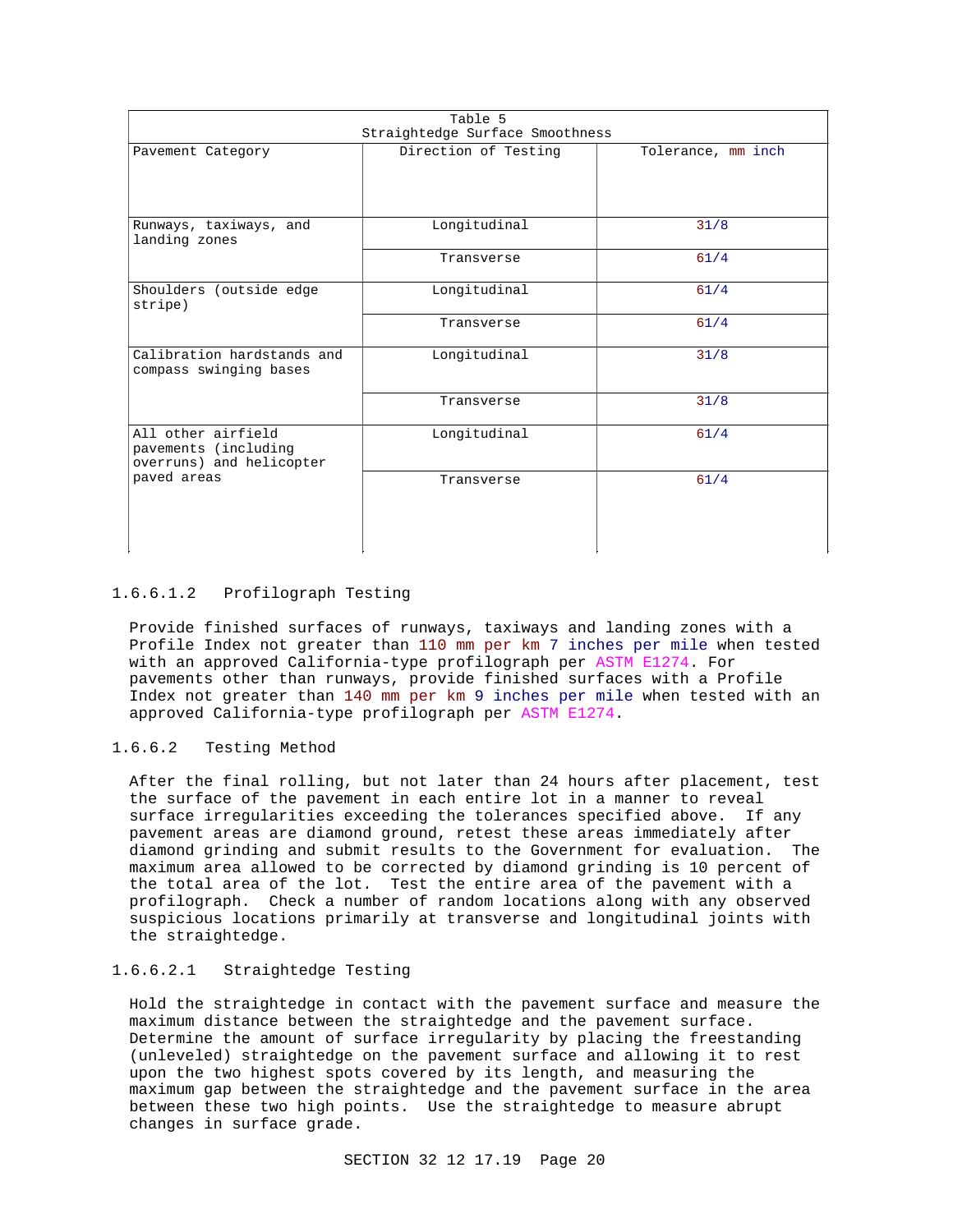| Table 5<br>Straightedge Surface Smoothness | | |
|---|---|---|
| Pavement Category | Direction of Testing | Tolerance, mm inch |
| Runways, taxiways, and landing zones | Longitudinal | 31/8 |
| | Transverse | 61/4 |
| Shoulders (outside edge stripe) | Longitudinal | 61/4 |
| | Transverse | 61/4 |
| Calibration hardstands and compass swinging bases | Longitudinal | 31/8 |
| | Transverse | 31/8 |
| All other airfield pavements (including overruns) and helicopter paved areas | Longitudinal | 61/4 |
| | Transverse | 61/4 |

#### 1.6.6.1.2 Profilograph Testing

Provide finished surfaces of runways, taxiways and landing zones with a Profile Index not greater than 110 mm per km 7 inches per mile when tested with an approved California-type profilograph per ASTM E1274. For pavements other than runways, provide finished surfaces with a Profile Index not greater than 140 mm per km 9 inches per mile when tested with an approved California-type profilograph per ASTM E1274.

### 1.6.6.2 Testing Method

After the final rolling, but not later than 24 hours after placement, test the surface of the pavement in each entire lot in a manner to reveal surface irregularities exceeding the tolerances specified above. If any pavement areas are diamond ground, retest these areas immediately after diamond grinding and submit results to the Government for evaluation. The maximum area allowed to be corrected by diamond grinding is 10 percent of the total area of the lot. Test the entire area of the pavement with a profilograph. Check a number of random locations along with any observed suspicious locations primarily at transverse and longitudinal joints with the straightedge.

#### 1.6.6.2.1 Straightedge Testing

Hold the straightedge in contact with the pavement surface and measure the maximum distance between the straightedge and the pavement surface. Determine the amount of surface irregularity by placing the freestanding (unleveled) straightedge on the pavement surface and allowing it to rest upon the two highest spots covered by its length, and measuring the maximum gap between the straightedge and the pavement surface in the area between these two high points. Use the straightedge to measure abrupt changes in surface grade.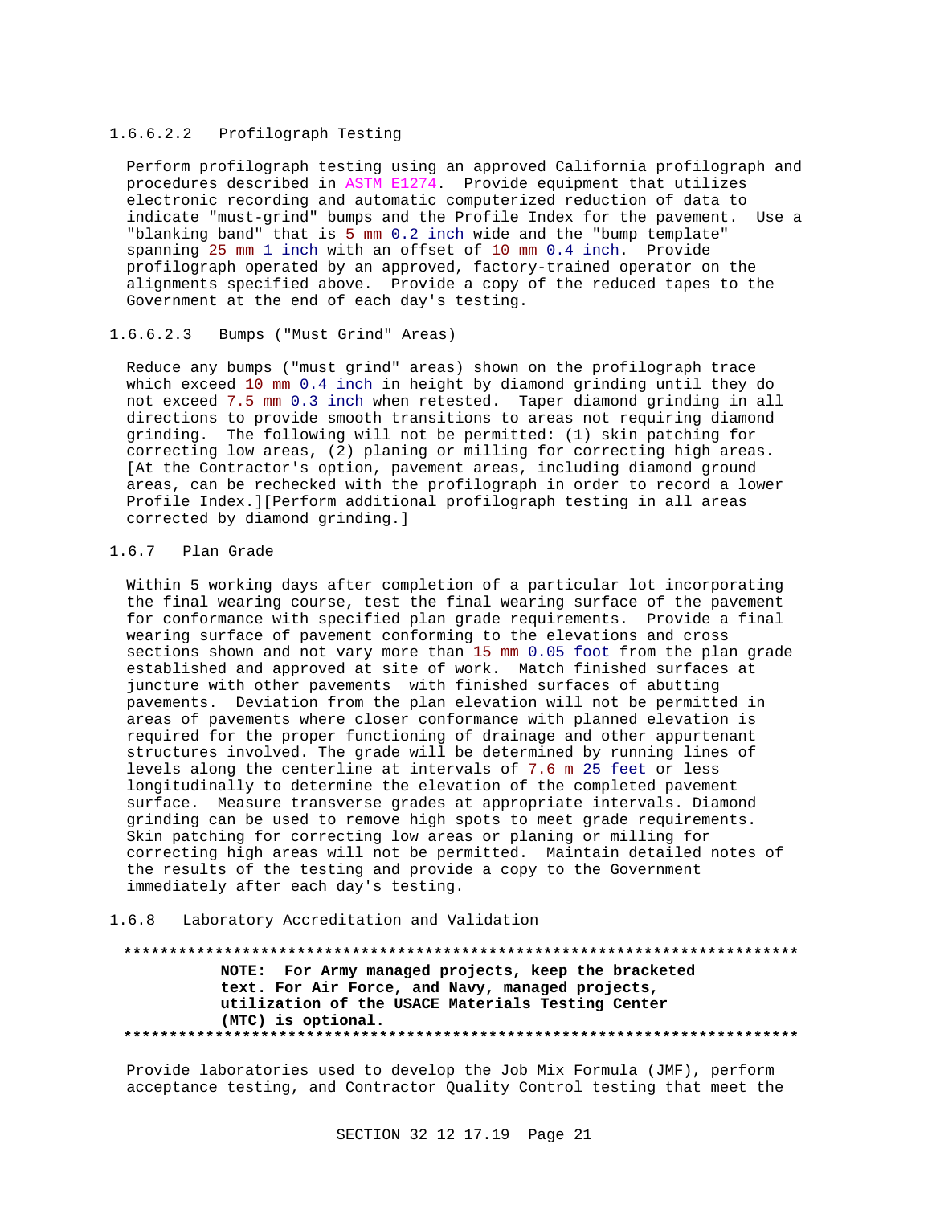#### 1.6.6.2.2 Profilograph Testing

Perform profilograph testing using an approved California profilograph and procedures described in ASTM E1274. Provide equipment that utilizes electronic recording and automatic computerized reduction of data to indicate "must-grind" bumps and the Profile Index for the pavement. Use a "blanking band" that is 5 mm 0.2 inch wide and the "bump template" spanning 25 mm 1 inch with an offset of 10 mm 0.4 inch. Provide profilograph operated by an approved, factory-trained operator on the alignments specified above. Provide a copy of the reduced tapes to the Government at the end of each day's testing.

#### 1.6.6.2.3 Bumps ("Must Grind" Areas)

Reduce any bumps ("must grind" areas) shown on the profilograph trace which exceed 10 mm 0.4 inch in height by diamond grinding until they do not exceed 7.5 mm 0.3 inch when retested. Taper diamond grinding in all directions to provide smooth transitions to areas not requiring diamond grinding. The following will not be permitted: (1) skin patching for correcting low areas, (2) planing or milling for correcting high areas. [At the Contractor's option, pavement areas, including diamond ground areas, can be rechecked with the profilograph in order to record a lower Profile Index.][Perform additional profilograph testing in all areas corrected by diamond grinding.]

### 1.6.7 Plan Grade

Within 5 working days after completion of a particular lot incorporating the final wearing course, test the final wearing surface of the pavement for conformance with specified plan grade requirements. Provide a final wearing surface of pavement conforming to the elevations and cross sections shown and not vary more than 15 mm 0.05 foot from the plan grade established and approved at site of work. Match finished surfaces at juncture with other pavements with finished surfaces of abutting pavements. Deviation from the plan elevation will not be permitted in areas of pavements where closer conformance with planned elevation is required for the proper functioning of drainage and other appurtenant structures involved. The grade will be determined by running lines of levels along the centerline at intervals of 7.6 m 25 feet or less longitudinally to determine the elevation of the completed pavement surface. Measure transverse grades at appropriate intervals. Diamond grinding can be used to remove high spots to meet grade requirements. Skin patching for correcting low areas or planing or milling for correcting high areas will not be permitted. Maintain detailed notes of the results of the testing and provide a copy to the Government immediately after each day's testing.

### 1.6.8 Laboratory Accreditation and Validation

**************************************************************************

**NOTE: For Army managed projects, keep the bracketed text. For Air Force, and Navy, managed projects, utilization of the USACE Materials Testing Center (MTC) is optional.**

**************************************************************************

Provide laboratories used to develop the Job Mix Formula (JMF), perform acceptance testing, and Contractor Quality Control testing that meet the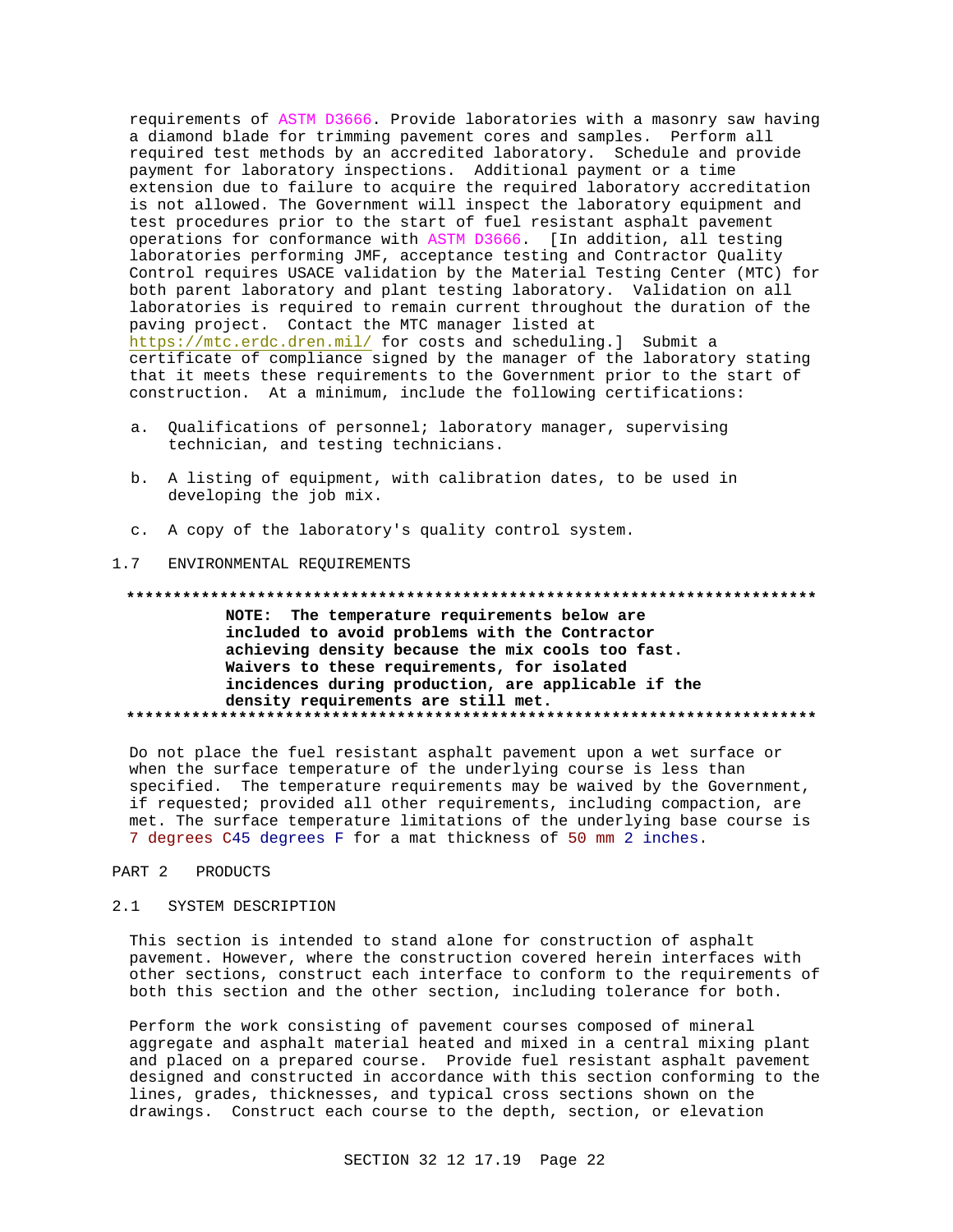requirements of ASTM D3666. Provide laboratories with a masonry saw having a diamond blade for trimming pavement cores and samples. Perform all required test methods by an accredited laboratory. Schedule and provide payment for laboratory inspections. Additional payment or a time extension due to failure to acquire the required laboratory accreditation is not allowed. The Government will inspect the laboratory equipment and test procedures prior to the start of fuel resistant asphalt pavement operations for conformance with ASTM D3666. [In addition, all testing laboratories performing JMF, acceptance testing and Contractor Quality Control requires USACE validation by the Material Testing Center (MTC) for both parent laboratory and plant testing laboratory. Validation on all laboratories is required to remain current throughout the duration of the paving project. Contact the MTC manager listed at https://mtc.erdc.dren.mil/ for costs and scheduling.] Submit a certificate of compliance signed by the manager of the laboratory stating that it meets these requirements to the Government prior to the start of construction. At a minimum, include the following certifications:

a. Qualifications of personnel; laboratory manager, supervising technician, and testing technicians.

b. A listing of equipment, with calibration dates, to be used in developing the job mix.

c. A copy of the laboratory's quality control system.

## 1.7 ENVIRONMENTAL REQUIREMENTS

**************************************************************************

**NOTE: The temperature requirements below are included to avoid problems with the Contractor achieving density because the mix cools too fast. Waivers to these requirements, for isolated incidences during production, are applicable if the density requirements are still met.**

**************************************************************************

Do not place the fuel resistant asphalt pavement upon a wet surface or when the surface temperature of the underlying course is less than specified. The temperature requirements may be waived by the Government, if requested; provided all other requirements, including compaction, are met. The surface temperature limitations of the underlying base course is 7 degrees C45 degrees F for a mat thickness of 50 mm 2 inches.

# PART 2 PRODUCTS

## 2.1 SYSTEM DESCRIPTION

This section is intended to stand alone for construction of asphalt pavement. However, where the construction covered herein interfaces with other sections, construct each interface to conform to the requirements of both this section and the other section, including tolerance for both.

Perform the work consisting of pavement courses composed of mineral aggregate and asphalt material heated and mixed in a central mixing plant and placed on a prepared course. Provide fuel resistant asphalt pavement designed and constructed in accordance with this section conforming to the lines, grades, thicknesses, and typical cross sections shown on the drawings. Construct each course to the depth, section, or elevation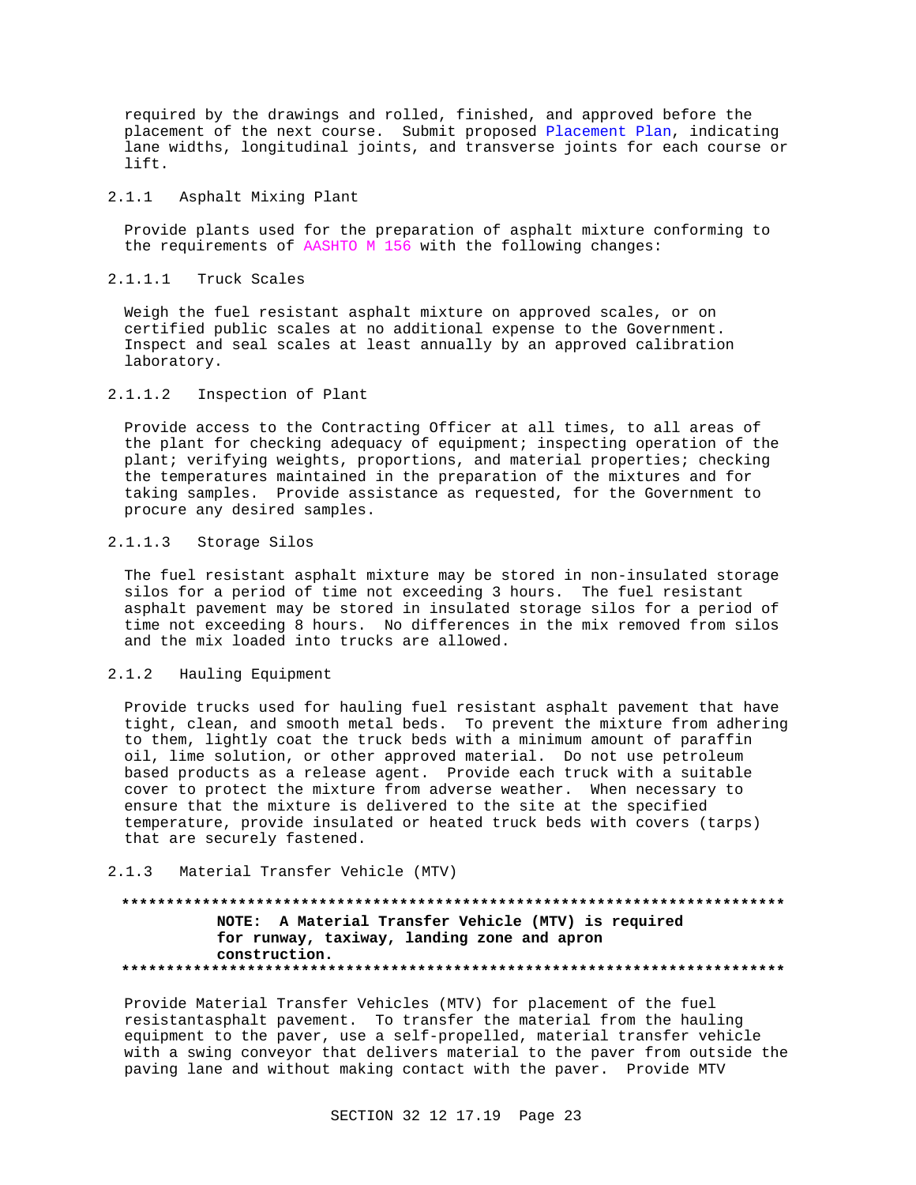required by the drawings and rolled, finished, and approved before the placement of the next course. Submit proposed Placement Plan, indicating lane widths, longitudinal joints, and transverse joints for each course or lift.

### 2.1.1 Asphalt Mixing Plant

Provide plants used for the preparation of asphalt mixture conforming to the requirements of AASHTO M 156 with the following changes:

#### 2.1.1.1 Truck Scales

Weigh the fuel resistant asphalt mixture on approved scales, or on certified public scales at no additional expense to the Government. Inspect and seal scales at least annually by an approved calibration laboratory.

#### 2.1.1.2 Inspection of Plant

Provide access to the Contracting Officer at all times, to all areas of the plant for checking adequacy of equipment; inspecting operation of the plant; verifying weights, proportions, and material properties; checking the temperatures maintained in the preparation of the mixtures and for taking samples. Provide assistance as requested, for the Government to procure any desired samples.

#### 2.1.1.3 Storage Silos

The fuel resistant asphalt mixture may be stored in non-insulated storage silos for a period of time not exceeding 3 hours. The fuel resistant asphalt pavement may be stored in insulated storage silos for a period of time not exceeding 8 hours. No differences in the mix removed from silos and the mix loaded into trucks are allowed.

### 2.1.2 Hauling Equipment

Provide trucks used for hauling fuel resistant asphalt pavement that have tight, clean, and smooth metal beds. To prevent the mixture from adhering to them, lightly coat the truck beds with a minimum amount of paraffin oil, lime solution, or other approved material. Do not use petroleum based products as a release agent. Provide each truck with a suitable cover to protect the mixture from adverse weather. When necessary to ensure that the mixture is delivered to the site at the specified temperature, provide insulated or heated truck beds with covers (tarps) that are securely fastened.

### 2.1.3 Material Transfer Vehicle (MTV)

**************************************************************************

**NOTE: A Material Transfer Vehicle (MTV) is required for runway, taxiway, landing zone and apron construction.**

**************************************************************************

Provide Material Transfer Vehicles (MTV) for placement of the fuel resistantasphalt pavement. To transfer the material from the hauling equipment to the paver, use a self-propelled, material transfer vehicle with a swing conveyor that delivers material to the paver from outside the paving lane and without making contact with the paver. Provide MTV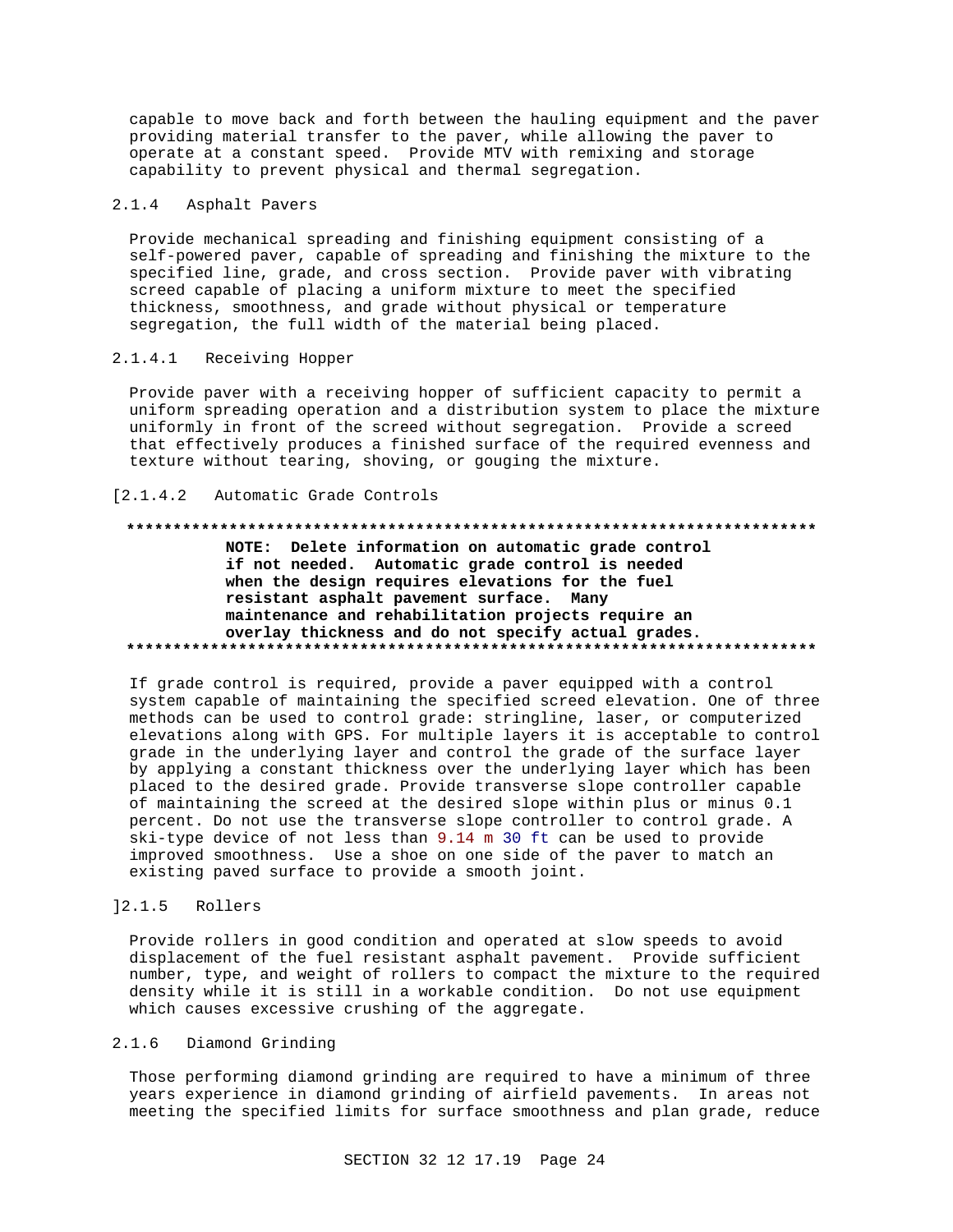capable to move back and forth between the hauling equipment and the paver providing material transfer to the paver, while allowing the paver to operate at a constant speed. Provide MTV with remixing and storage capability to prevent physical and thermal segregation.

#### 2.1.4 Asphalt Pavers

Provide mechanical spreading and finishing equipment consisting of a self-powered paver, capable of spreading and finishing the mixture to the specified line, grade, and cross section. Provide paver with vibrating screed capable of placing a uniform mixture to meet the specified thickness, smoothness, and grade without physical or temperature segregation, the full width of the material being placed.

##### 2.1.4.1 Receiving Hopper

Provide paver with a receiving hopper of sufficient capacity to permit a uniform spreading operation and a distribution system to place the mixture uniformly in front of the screed without segregation. Provide a screed that effectively produces a finished surface of the required evenness and texture without tearing, shoving, or gouging the mixture.

##### [2.1.4.2 Automatic Grade Controls

**************************************************************************

**NOTE: Delete information on automatic grade control if not needed. Automatic grade control is needed when the design requires elevations for the fuel resistant asphalt pavement surface. Many maintenance and rehabilitation projects require an overlay thickness and do not specify actual grades.**

**************************************************************************

If grade control is required, provide a paver equipped with a control system capable of maintaining the specified screed elevation. One of three methods can be used to control grade: stringline, laser, or computerized elevations along with GPS. For multiple layers it is acceptable to control grade in the underlying layer and control the grade of the surface layer by applying a constant thickness over the underlying layer which has been placed to the desired grade. Provide transverse slope controller capable of maintaining the screed at the desired slope within plus or minus 0.1 percent. Do not use the transverse slope controller to control grade. A ski-type device of not less than 9.14 m 30 ft can be used to provide improved smoothness. Use a shoe on one side of the paver to match an existing paved surface to provide a smooth joint.

#### ]2.1.5 Rollers

Provide rollers in good condition and operated at slow speeds to avoid displacement of the fuel resistant asphalt pavement. Provide sufficient number, type, and weight of rollers to compact the mixture to the required density while it is still in a workable condition. Do not use equipment which causes excessive crushing of the aggregate.

#### 2.1.6 Diamond Grinding

Those performing diamond grinding are required to have a minimum of three years experience in diamond grinding of airfield pavements. In areas not meeting the specified limits for surface smoothness and plan grade, reduce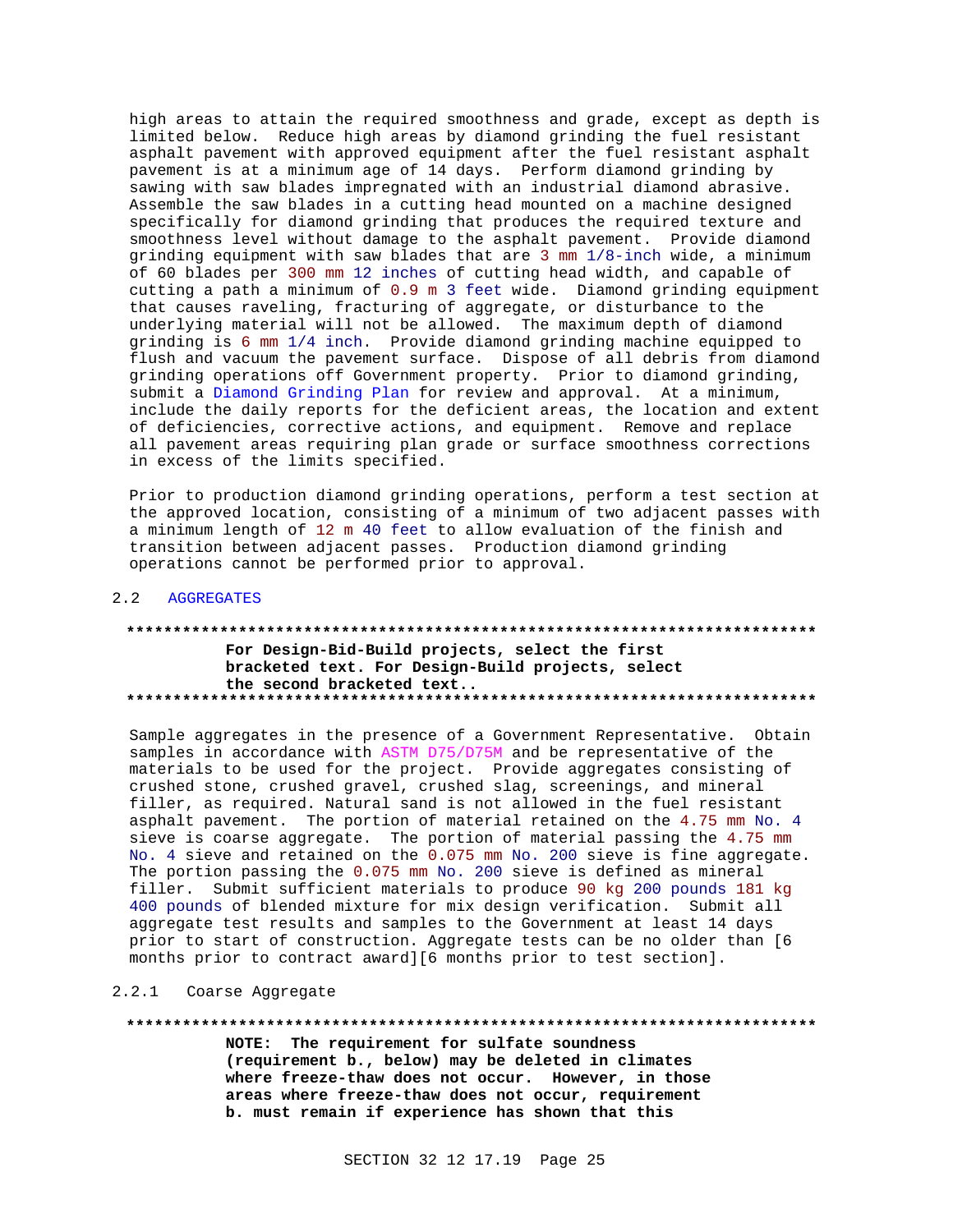high areas to attain the required smoothness and grade, except as depth is limited below. Reduce high areas by diamond grinding the fuel resistant asphalt pavement with approved equipment after the fuel resistant asphalt pavement is at a minimum age of 14 days. Perform diamond grinding by sawing with saw blades impregnated with an industrial diamond abrasive. Assemble the saw blades in a cutting head mounted on a machine designed specifically for diamond grinding that produces the required texture and smoothness level without damage to the asphalt pavement. Provide diamond grinding equipment with saw blades that are 3 mm 1/8-inch wide, a minimum of 60 blades per 300 mm 12 inches of cutting head width, and capable of cutting a path a minimum of 0.9 m 3 feet wide. Diamond grinding equipment that causes raveling, fracturing of aggregate, or disturbance to the underlying material will not be allowed. The maximum depth of diamond grinding is 6 mm 1/4 inch. Provide diamond grinding machine equipped to flush and vacuum the pavement surface. Dispose of all debris from diamond grinding operations off Government property. Prior to diamond grinding, submit a Diamond Grinding Plan for review and approval. At a minimum, include the daily reports for the deficient areas, the location and extent of deficiencies, corrective actions, and equipment. Remove and replace all pavement areas requiring plan grade or surface smoothness corrections in excess of the limits specified.

Prior to production diamond grinding operations, perform a test section at the approved location, consisting of a minimum of two adjacent passes with a minimum length of 12 m 40 feet to allow evaluation of the finish and transition between adjacent passes. Production diamond grinding operations cannot be performed prior to approval.

## 2.2 AGGREGATES

**************************************************************************

**For Design-Bid-Build projects, select the first bracketed text. For Design-Build projects, select the second bracketed text..**

**************************************************************************

Sample aggregates in the presence of a Government Representative. Obtain samples in accordance with ASTM D75/D75M and be representative of the materials to be used for the project. Provide aggregates consisting of crushed stone, crushed gravel, crushed slag, screenings, and mineral filler, as required. Natural sand is not allowed in the fuel resistant asphalt pavement. The portion of material retained on the 4.75 mm No. 4 sieve is coarse aggregate. The portion of material passing the 4.75 mm No. 4 sieve and retained on the 0.075 mm No. 200 sieve is fine aggregate. The portion passing the 0.075 mm No. 200 sieve is defined as mineral filler. Submit sufficient materials to produce 90 kg 200 pounds 181 kg 400 pounds of blended mixture for mix design verification. Submit all aggregate test results and samples to the Government at least 14 days prior to start of construction. Aggregate tests can be no older than [6 months prior to contract award][6 months prior to test section].

### 2.2.1 Coarse Aggregate

**************************************************************************

**NOTE: The requirement for sulfate soundness (requirement b., below) may be deleted in climates where freeze-thaw does not occur. However, in those areas where freeze-thaw does not occur, requirement b. must remain if experience has shown that this**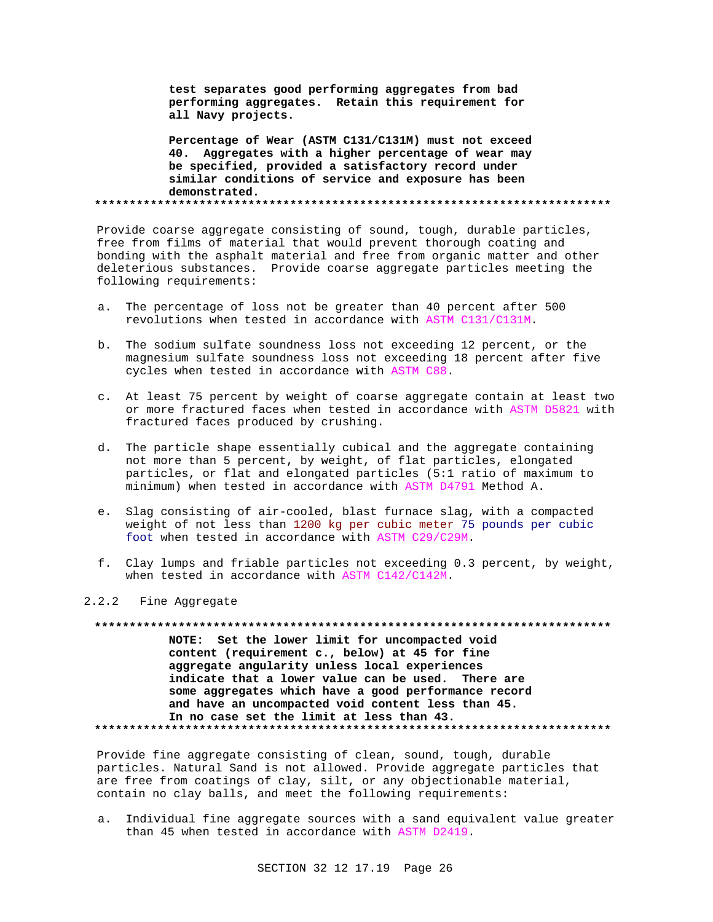**test separates good performing aggregates from bad performing aggregates. Retain this requirement for all Navy projects.**

**Percentage of Wear (ASTM C131/C131M) must not exceed 40. Aggregates with a higher percentage of wear may be specified, provided a satisfactory record under similar conditions of service and exposure has been demonstrated.**

**************************************************************************

Provide coarse aggregate consisting of sound, tough, durable particles, free from films of material that would prevent thorough coating and bonding with the asphalt material and free from organic matter and other deleterious substances. Provide coarse aggregate particles meeting the following requirements:

a. The percentage of loss not be greater than 40 percent after 500 revolutions when tested in accordance with ASTM C131/C131M.

b. The sodium sulfate soundness loss not exceeding 12 percent, or the magnesium sulfate soundness loss not exceeding 18 percent after five cycles when tested in accordance with ASTM C88.

c. At least 75 percent by weight of coarse aggregate contain at least two or more fractured faces when tested in accordance with ASTM D5821 with fractured faces produced by crushing.

d. The particle shape essentially cubical and the aggregate containing not more than 5 percent, by weight, of flat particles, elongated particles, or flat and elongated particles (5:1 ratio of maximum to minimum) when tested in accordance with ASTM D4791 Method A.

e. Slag consisting of air-cooled, blast furnace slag, with a compacted weight of not less than 1200 kg per cubic meter 75 pounds per cubic foot when tested in accordance with ASTM C29/C29M.

f. Clay lumps and friable particles not exceeding 0.3 percent, by weight, when tested in accordance with ASTM C142/C142M.

### 2.2.2 Fine Aggregate

**************************************************************************

**NOTE: Set the lower limit for uncompacted void content (requirement c., below) at 45 for fine aggregate angularity unless local experiences indicate that a lower value can be used. There are some aggregates which have a good performance record and have an uncompacted void content less than 45. In no case set the limit at less than 43.**

**************************************************************************

Provide fine aggregate consisting of clean, sound, tough, durable particles. Natural Sand is not allowed. Provide aggregate particles that are free from coatings of clay, silt, or any objectionable material, contain no clay balls, and meet the following requirements:

a. Individual fine aggregate sources with a sand equivalent value greater than 45 when tested in accordance with ASTM D2419.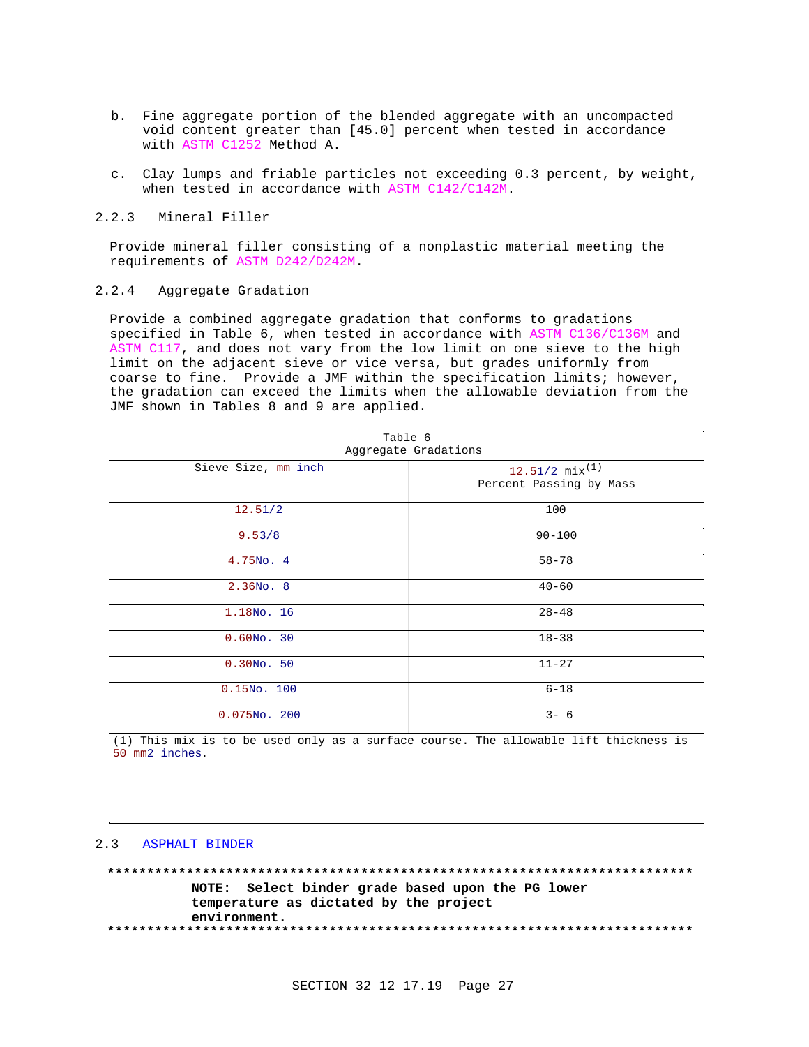b. Fine aggregate portion of the blended aggregate with an uncompacted void content greater than [45.0] percent when tested in accordance with ASTM C1252 Method A.

c. Clay lumps and friable particles not exceeding 0.3 percent, by weight, when tested in accordance with ASTM C142/C142M.

### 2.2.3 Mineral Filler

Provide mineral filler consisting of a nonplastic material meeting the requirements of ASTM D242/D242M.

### 2.2.4 Aggregate Gradation

Provide a combined aggregate gradation that conforms to gradations specified in Table 6, when tested in accordance with ASTM C136/C136M and ASTM C117, and does not vary from the low limit on one sieve to the high limit on the adjacent sieve or vice versa, but grades uniformly from coarse to fine. Provide a JMF within the specification limits; however, the gradation can exceed the limits when the allowable deviation from the JMF shown in Tables 8 and 9 are applied.

Table 6
Aggregate Gradations

| Sieve Size, mm inch | 12.51/2 mix[1] Percent Passing by Mass |
|---|---|
| 12.51/2 | 100 |
| 9.53/8 | 90-100 |
| 4.75No. 4 | 58-78 |
| 2.36No. 8 | 40-60 |
| 1.18No. 16 | 28-48 |
| 0.60No. 30 | 18-38 |
| 0.30No. 50 | 11-27 |
| 0.15No. 100 | 6-18 |
| 0.075No. 200 | 3- 6 |

(1) This mix is to be used only as a surface course. The allowable lift thickness is 50 mm2 inches.

## 2.3 ASPHALT BINDER

**************************************************************************

**NOTE: Select binder grade based upon the PG lower temperature as dictated by the project environment.**

**************************************************************************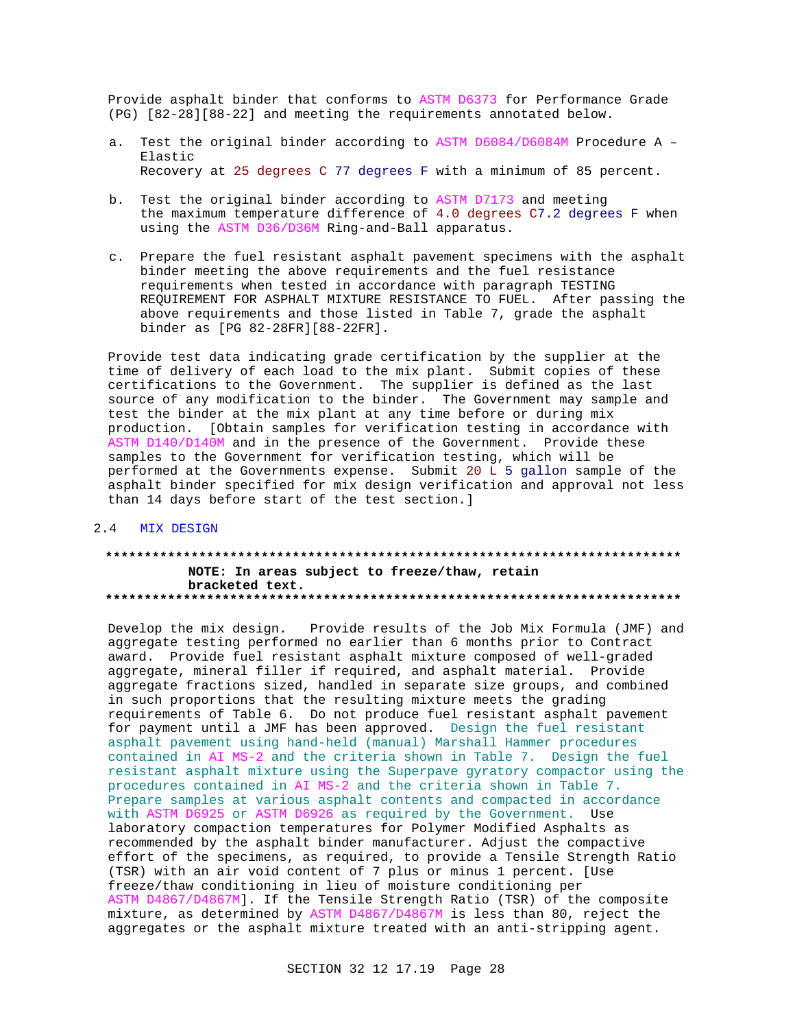Provide asphalt binder that conforms to ASTM D6373 for Performance Grade (PG) [82-28][88-22] and meeting the requirements annotated below.

a. Test the original binder according to ASTM D6084/D6084M Procedure A – Elastic Recovery at 25 degrees C 77 degrees F with a minimum of 85 percent.

b. Test the original binder according to ASTM D7173 and meeting the maximum temperature difference of 4.0 degrees C7.2 degrees F when using the ASTM D36/D36M Ring-and-Ball apparatus.

c. Prepare the fuel resistant asphalt pavement specimens with the asphalt binder meeting the above requirements and the fuel resistance requirements when tested in accordance with paragraph TESTING REQUIREMENT FOR ASPHALT MIXTURE RESISTANCE TO FUEL. After passing the above requirements and those listed in Table 7, grade the asphalt binder as [PG 82-28FR][88-22FR].

Provide test data indicating grade certification by the supplier at the time of delivery of each load to the mix plant. Submit copies of these certifications to the Government. The supplier is defined as the last source of any modification to the binder. The Government may sample and test the binder at the mix plant at any time before or during mix production. [Obtain samples for verification testing in accordance with ASTM D140/D140M and in the presence of the Government. Provide these samples to the Government for verification testing, which will be performed at the Governments expense. Submit 20 L 5 gallon sample of the asphalt binder specified for mix design verification and approval not less than 14 days before start of the test section.]

## 2.4 MIX DESIGN

**************************************************************************

**NOTE: In areas subject to freeze/thaw, retain bracketed text.**

**************************************************************************

Develop the mix design. Provide results of the Job Mix Formula (JMF) and aggregate testing performed no earlier than 6 months prior to Contract award. Provide fuel resistant asphalt mixture composed of well-graded aggregate, mineral filler if required, and asphalt material. Provide aggregate fractions sized, handled in separate size groups, and combined in such proportions that the resulting mixture meets the grading requirements of Table 6. Do not produce fuel resistant asphalt pavement for payment until a JMF has been approved. Design the fuel resistant asphalt pavement using hand-held (manual) Marshall Hammer procedures contained in AI MS-2 and the criteria shown in Table 7. Design the fuel resistant asphalt mixture using the Superpave gyratory compactor using the procedures contained in AI MS-2 and the criteria shown in Table 7. Prepare samples at various asphalt contents and compacted in accordance with ASTM D6925 or ASTM D6926 as required by the Government. Use laboratory compaction temperatures for Polymer Modified Asphalts as recommended by the asphalt binder manufacturer. Adjust the compactive effort of the specimens, as required, to provide a Tensile Strength Ratio (TSR) with an air void content of 7 plus or minus 1 percent. [Use freeze/thaw conditioning in lieu of moisture conditioning per ASTM D4867/D4867M]. If the Tensile Strength Ratio (TSR) of the composite mixture, as determined by ASTM D4867/D4867M is less than 80, reject the aggregates or the asphalt mixture treated with an anti-stripping agent.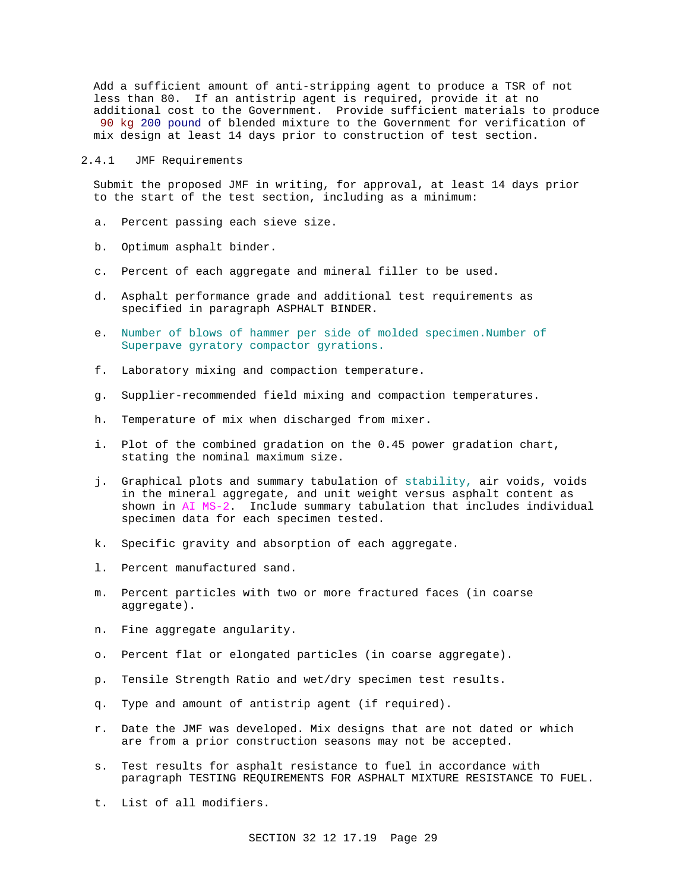Add a sufficient amount of anti-stripping agent to produce a TSR of not less than 80. If an antistrip agent is required, provide it at no additional cost to the Government. Provide sufficient materials to produce 90 kg 200 pound of blended mixture to the Government for verification of mix design at least 14 days prior to construction of test section.

### 2.4.1 JMF Requirements

Submit the proposed JMF in writing, for approval, at least 14 days prior to the start of the test section, including as a minimum:

a. Percent passing each sieve size.

b. Optimum asphalt binder.

c. Percent of each aggregate and mineral filler to be used.

d. Asphalt performance grade and additional test requirements as specified in paragraph ASPHALT BINDER.

e. Number of blows of hammer per side of molded specimen.Number of Superpave gyratory compactor gyrations.

f. Laboratory mixing and compaction temperature.

g. Supplier-recommended field mixing and compaction temperatures.

h. Temperature of mix when discharged from mixer.

i. Plot of the combined gradation on the 0.45 power gradation chart, stating the nominal maximum size.

j. Graphical plots and summary tabulation of stability, air voids, voids in the mineral aggregate, and unit weight versus asphalt content as shown in AI MS-2. Include summary tabulation that includes individual specimen data for each specimen tested.

k. Specific gravity and absorption of each aggregate.

l. Percent manufactured sand.

m. Percent particles with two or more fractured faces (in coarse aggregate).

n. Fine aggregate angularity.

o. Percent flat or elongated particles (in coarse aggregate).

p. Tensile Strength Ratio and wet/dry specimen test results.

q. Type and amount of antistrip agent (if required).

r. Date the JMF was developed. Mix designs that are not dated or which are from a prior construction seasons may not be accepted.

s. Test results for asphalt resistance to fuel in accordance with paragraph TESTING REQUIREMENTS FOR ASPHALT MIXTURE RESISTANCE TO FUEL.

t. List of all modifiers.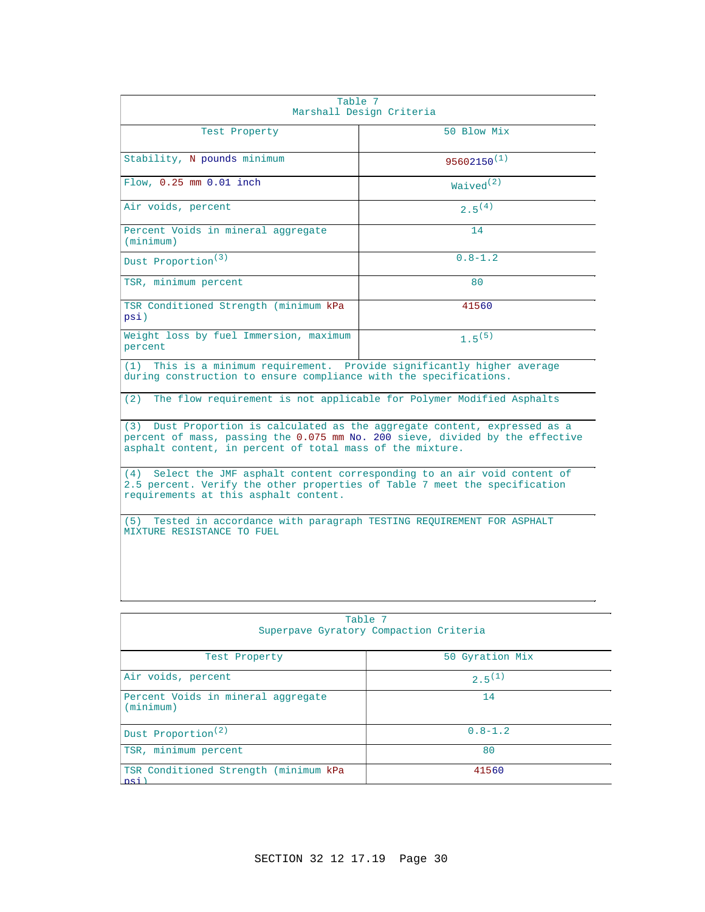| Table 7<br>Marshall Design Criteria | |
|---|---|
| Test Property | 50 Blow Mix |
| Stability, N pounds minimum | 95602150[(1)] |
| Flow, 0.25 mm 0.01 inch | Waived[(2)] |
| Air voids, percent | 2.5[(4)] |
| Percent Voids in mineral aggregate (minimum) | 14 |
| Dust Proportion[(3)] | 0.8-1.2 |
| TSR, minimum percent | 80 |
| TSR Conditioned Strength (minimum kPa psi) | 41560 |
| Weight loss by fuel Immersion, maximum percent | 1.5[(5)] |

(1) This is a minimum requirement. Provide significantly higher average during construction to ensure compliance with the specifications.

(2) The flow requirement is not applicable for Polymer Modified Asphalts

(3) Dust Proportion is calculated as the aggregate content, expressed as a percent of mass, passing the 0.075 mm No. 200 sieve, divided by the effective asphalt content, in percent of total mass of the mixture.

(4) Select the JMF asphalt content corresponding to an air void content of 2.5 percent. Verify the other properties of Table 7 meet the specification requirements at this asphalt content.

(5) Tested in accordance with paragraph TESTING REQUIREMENT FOR ASPHALT MIXTURE RESISTANCE TO FUEL

| Table 7<br>Superpave Gyratory Compaction Criteria | |
|---|---|
| Test Property | 50 Gyration Mix |
| Air voids, percent | 2.5[(1)] |
| Percent Voids in mineral aggregate (minimum) | 14 |
| Dust Proportion[(2)] | 0.8-1.2 |
| TSR, minimum percent | 80 |
| TSR Conditioned Strength (minimum kPa psi) | 41560 |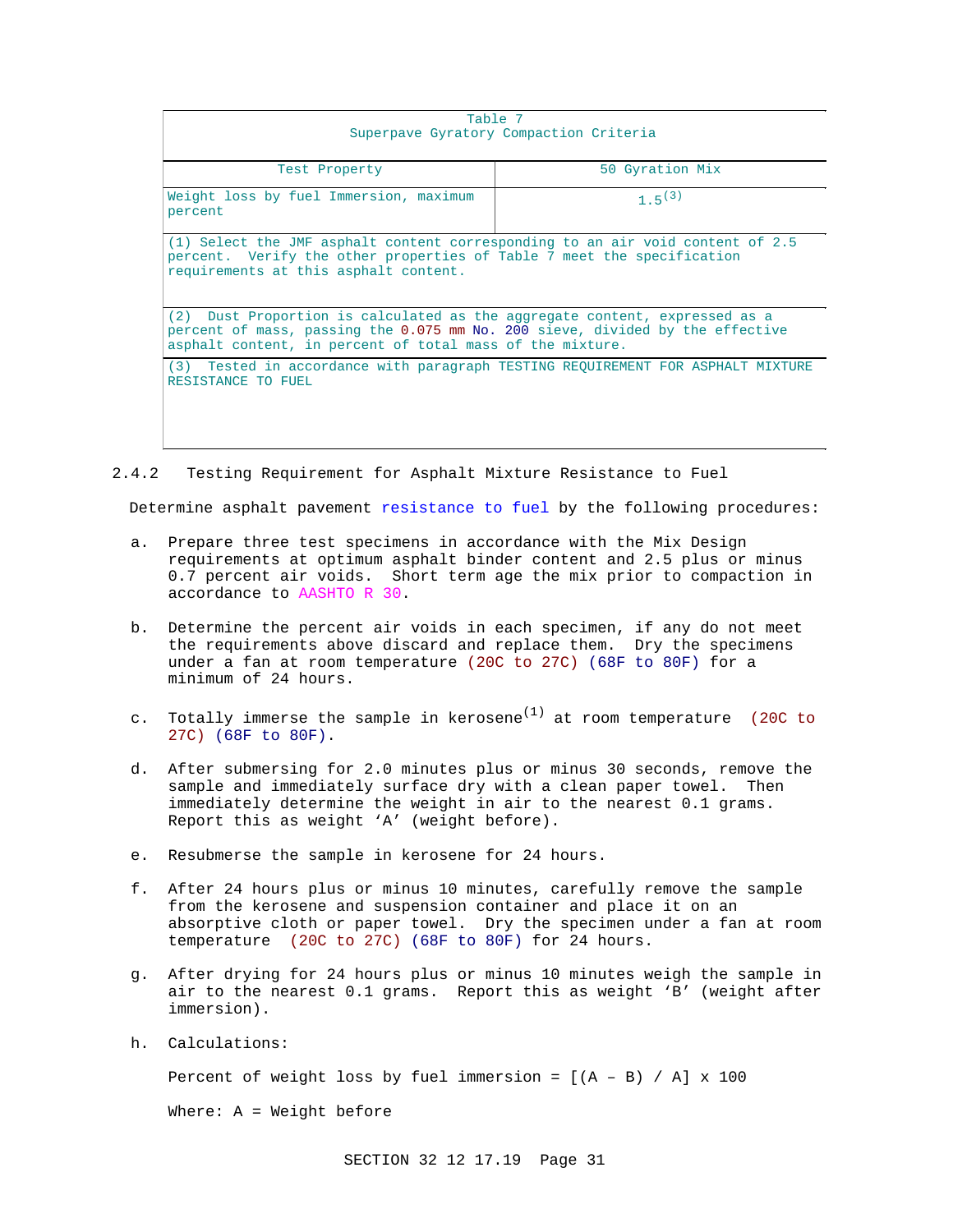| Table 7 Superpave Gyratory Compaction Criteria | |
|---|---|
| Test Property | 50 Gyration Mix |
| Weight loss by fuel Immersion, maximum percent | 1.5[3] |
| (1) Select the JMF asphalt content corresponding to an air void content of 2.5 percent. Verify the other properties of Table 7 meet the specification requirements at this asphalt content. | |
| (2) Dust Proportion is calculated as the aggregate content, expressed as a percent of mass, passing the 0.075 mm No. 200 sieve, divided by the effective asphalt content, in percent of total mass of the mixture. | |
| (3) Tested in accordance with paragraph TESTING REQUIREMENT FOR ASPHALT MIXTURE RESISTANCE TO FUEL | |

### 2.4.2 Testing Requirement for Asphalt Mixture Resistance to Fuel

Determine asphalt pavement resistance to fuel by the following procedures:

a. Prepare three test specimens in accordance with the Mix Design requirements at optimum asphalt binder content and 2.5 plus or minus 0.7 percent air voids. Short term age the mix prior to compaction in accordance to AASHTO R 30.

b. Determine the percent air voids in each specimen, if any do not meet the requirements above discard and replace them. Dry the specimens under a fan at room temperature (20C to 27C) (68F to 80F) for a minimum of 24 hours.

c. Totally immerse the sample in kerosene[1] at room temperature (20C to 27C) (68F to 80F).

d. After submersing for 2.0 minutes plus or minus 30 seconds, remove the sample and immediately surface dry with a clean paper towel. Then immediately determine the weight in air to the nearest 0.1 grams. Report this as weight 'A' (weight before).

e. Resubmerse the sample in kerosene for 24 hours.

f. After 24 hours plus or minus 10 minutes, carefully remove the sample from the kerosene and suspension container and place it on an absorptive cloth or paper towel. Dry the specimen under a fan at room temperature (20C to 27C) (68F to 80F) for 24 hours.

g. After drying for 24 hours plus or minus 10 minutes weigh the sample in air to the nearest 0.1 grams. Report this as weight 'B' (weight after immersion).

h. Calculations:

Percent of weight loss by fuel immersion = $[(A - B) / A] \times 100$

Where: A = Weight before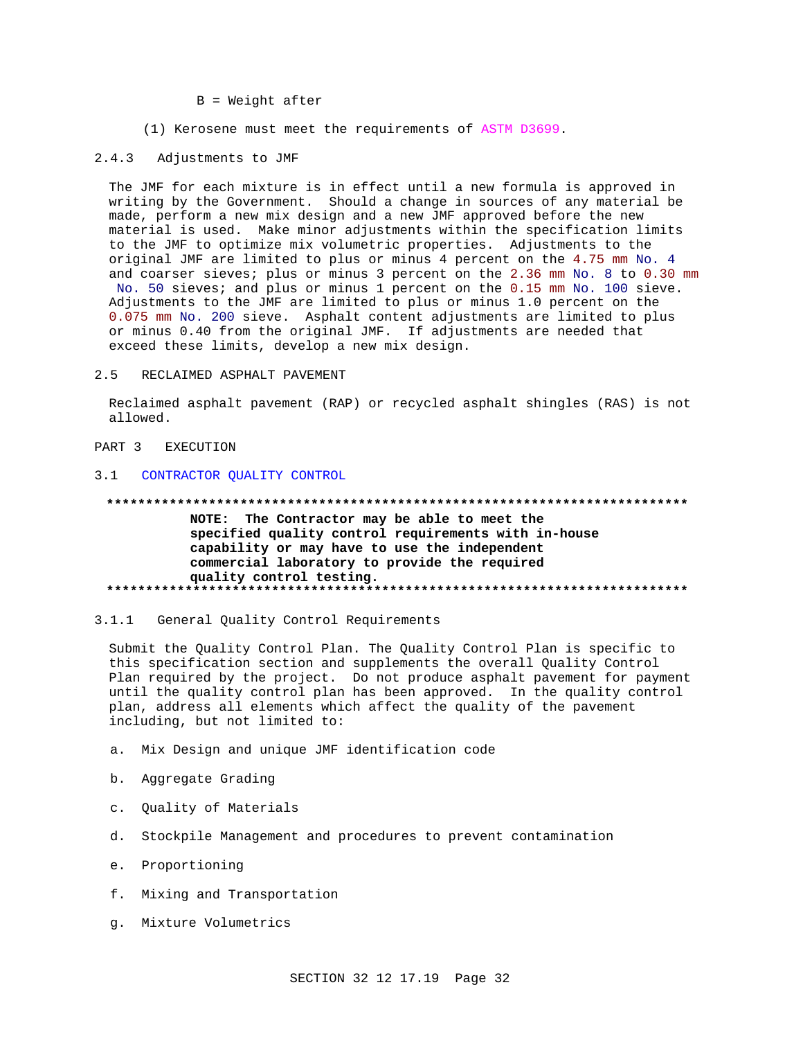B = Weight after

(1) Kerosene must meet the requirements of ASTM D3699.

### 2.4.3 Adjustments to JMF

The JMF for each mixture is in effect until a new formula is approved in writing by the Government. Should a change in sources of any material be made, perform a new mix design and a new JMF approved before the new material is used. Make minor adjustments within the specification limits to the JMF to optimize mix volumetric properties. Adjustments to the original JMF are limited to plus or minus 4 percent on the 4.75 mm No. 4 and coarser sieves; plus or minus 3 percent on the 2.36 mm No. 8 to 0.30 mm No. 50 sieves; and plus or minus 1 percent on the 0.15 mm No. 100 sieve. Adjustments to the JMF are limited to plus or minus 1.0 percent on the 0.075 mm No. 200 sieve. Asphalt content adjustments are limited to plus or minus 0.40 from the original JMF. If adjustments are needed that exceed these limits, develop a new mix design.

## 2.5 RECLAIMED ASPHALT PAVEMENT

Reclaimed asphalt pavement (RAP) or recycled asphalt shingles (RAS) is not allowed.

# PART 3 EXECUTION

## 3.1 CONTRACTOR QUALITY CONTROL

**************************************************************************

**NOTE: The Contractor may be able to meet the specified quality control requirements with in-house capability or may have to use the independent commercial laboratory to provide the required quality control testing.**

**************************************************************************

### 3.1.1 General Quality Control Requirements

Submit the Quality Control Plan. The Quality Control Plan is specific to this specification section and supplements the overall Quality Control Plan required by the project. Do not produce asphalt pavement for payment until the quality control plan has been approved. In the quality control plan, address all elements which affect the quality of the pavement including, but not limited to:

a. Mix Design and unique JMF identification code

b. Aggregate Grading

c. Quality of Materials

d. Stockpile Management and procedures to prevent contamination

e. Proportioning

f. Mixing and Transportation

g. Mixture Volumetrics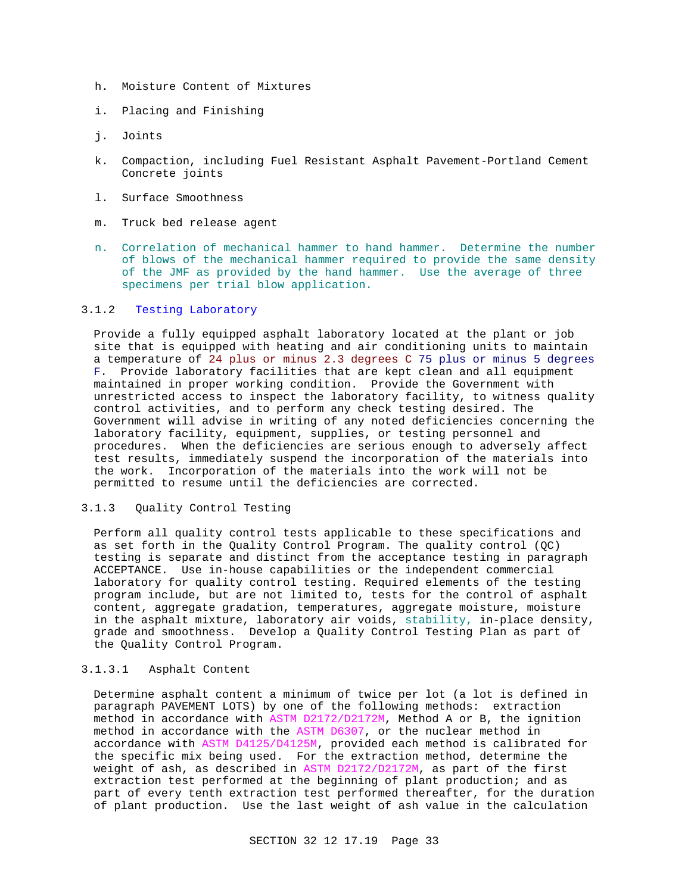h. Moisture Content of Mixtures

i. Placing and Finishing

j. Joints

k. Compaction, including Fuel Resistant Asphalt Pavement-Portland Cement Concrete joints

l. Surface Smoothness

m. Truck bed release agent

n. Correlation of mechanical hammer to hand hammer. Determine the number of blows of the mechanical hammer required to provide the same density of the JMF as provided by the hand hammer. Use the average of three specimens per trial blow application.

### 3.1.2 Testing Laboratory

Provide a fully equipped asphalt laboratory located at the plant or job site that is equipped with heating and air conditioning units to maintain a temperature of 24 plus or minus 2.3 degrees C 75 plus or minus 5 degrees F. Provide laboratory facilities that are kept clean and all equipment maintained in proper working condition. Provide the Government with unrestricted access to inspect the laboratory facility, to witness quality control activities, and to perform any check testing desired. The Government will advise in writing of any noted deficiencies concerning the laboratory facility, equipment, supplies, or testing personnel and procedures. When the deficiencies are serious enough to adversely affect test results, immediately suspend the incorporation of the materials into the work. Incorporation of the materials into the work will not be permitted to resume until the deficiencies are corrected.

### 3.1.3 Quality Control Testing

Perform all quality control tests applicable to these specifications and as set forth in the Quality Control Program. The quality control (QC) testing is separate and distinct from the acceptance testing in paragraph ACCEPTANCE. Use in-house capabilities or the independent commercial laboratory for quality control testing. Required elements of the testing program include, but are not limited to, tests for the control of asphalt content, aggregate gradation, temperatures, aggregate moisture, moisture in the asphalt mixture, laboratory air voids, stability, in-place density, grade and smoothness. Develop a Quality Control Testing Plan as part of the Quality Control Program.

#### 3.1.3.1 Asphalt Content

Determine asphalt content a minimum of twice per lot (a lot is defined in paragraph PAVEMENT LOTS) by one of the following methods: extraction method in accordance with ASTM D2172/D2172M, Method A or B, the ignition method in accordance with the ASTM D6307, or the nuclear method in accordance with ASTM D4125/D4125M, provided each method is calibrated for the specific mix being used. For the extraction method, determine the weight of ash, as described in ASTM D2172/D2172M, as part of the first extraction test performed at the beginning of plant production; and as part of every tenth extraction test performed thereafter, for the duration of plant production. Use the last weight of ash value in the calculation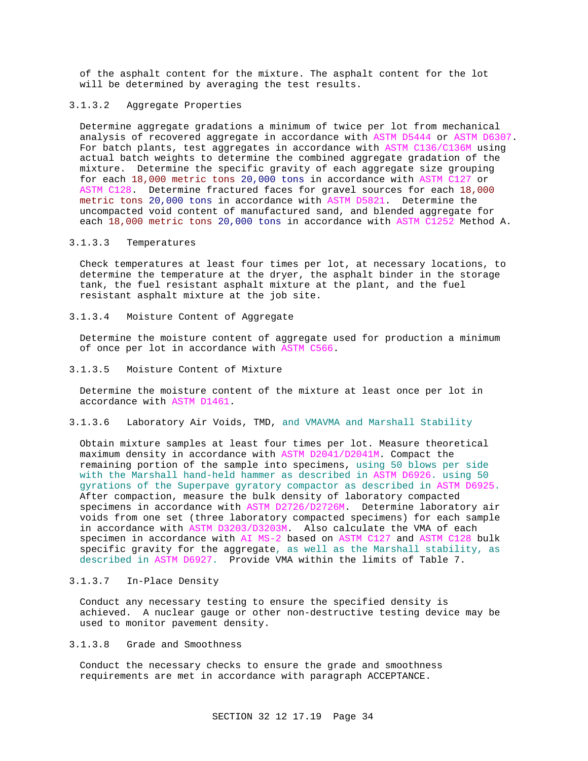of the asphalt content for the mixture. The asphalt content for the lot will be determined by averaging the test results.

#### 3.1.3.2 Aggregate Properties

Determine aggregate gradations a minimum of twice per lot from mechanical analysis of recovered aggregate in accordance with ASTM D5444 or ASTM D6307. For batch plants, test aggregates in accordance with ASTM C136/C136M using actual batch weights to determine the combined aggregate gradation of the mixture. Determine the specific gravity of each aggregate size grouping for each 18,000 metric tons 20,000 tons in accordance with ASTM C127 or ASTM C128. Determine fractured faces for gravel sources for each 18,000 metric tons 20,000 tons in accordance with ASTM D5821. Determine the uncompacted void content of manufactured sand, and blended aggregate for each 18,000 metric tons 20,000 tons in accordance with ASTM C1252 Method A.

#### 3.1.3.3 Temperatures

Check temperatures at least four times per lot, at necessary locations, to determine the temperature at the dryer, the asphalt binder in the storage tank, the fuel resistant asphalt mixture at the plant, and the fuel resistant asphalt mixture at the job site.

#### 3.1.3.4 Moisture Content of Aggregate

Determine the moisture content of aggregate used for production a minimum of once per lot in accordance with ASTM C566.

#### 3.1.3.5 Moisture Content of Mixture

Determine the moisture content of the mixture at least once per lot in accordance with ASTM D1461.

#### 3.1.3.6 Laboratory Air Voids, TMD, and VMAVMA and Marshall Stability

Obtain mixture samples at least four times per lot. Measure theoretical maximum density in accordance with ASTM D2041/D2041M. Compact the remaining portion of the sample into specimens, using 50 blows per side with the Marshall hand-held hammer as described in ASTM D6926. using 50 gyrations of the Superpave gyratory compactor as described in ASTM D6925. After compaction, measure the bulk density of laboratory compacted specimens in accordance with ASTM D2726/D2726M. Determine laboratory air voids from one set (three laboratory compacted specimens) for each sample in accordance with ASTM D3203/D3203M. Also calculate the VMA of each specimen in accordance with AI MS-2 based on ASTM C127 and ASTM C128 bulk specific gravity for the aggregate, as well as the Marshall stability, as described in ASTM D6927. Provide VMA within the limits of Table 7.

#### 3.1.3.7 In-Place Density

Conduct any necessary testing to ensure the specified density is achieved. A nuclear gauge or other non-destructive testing device may be used to monitor pavement density.

#### 3.1.3.8 Grade and Smoothness

Conduct the necessary checks to ensure the grade and smoothness requirements are met in accordance with paragraph ACCEPTANCE.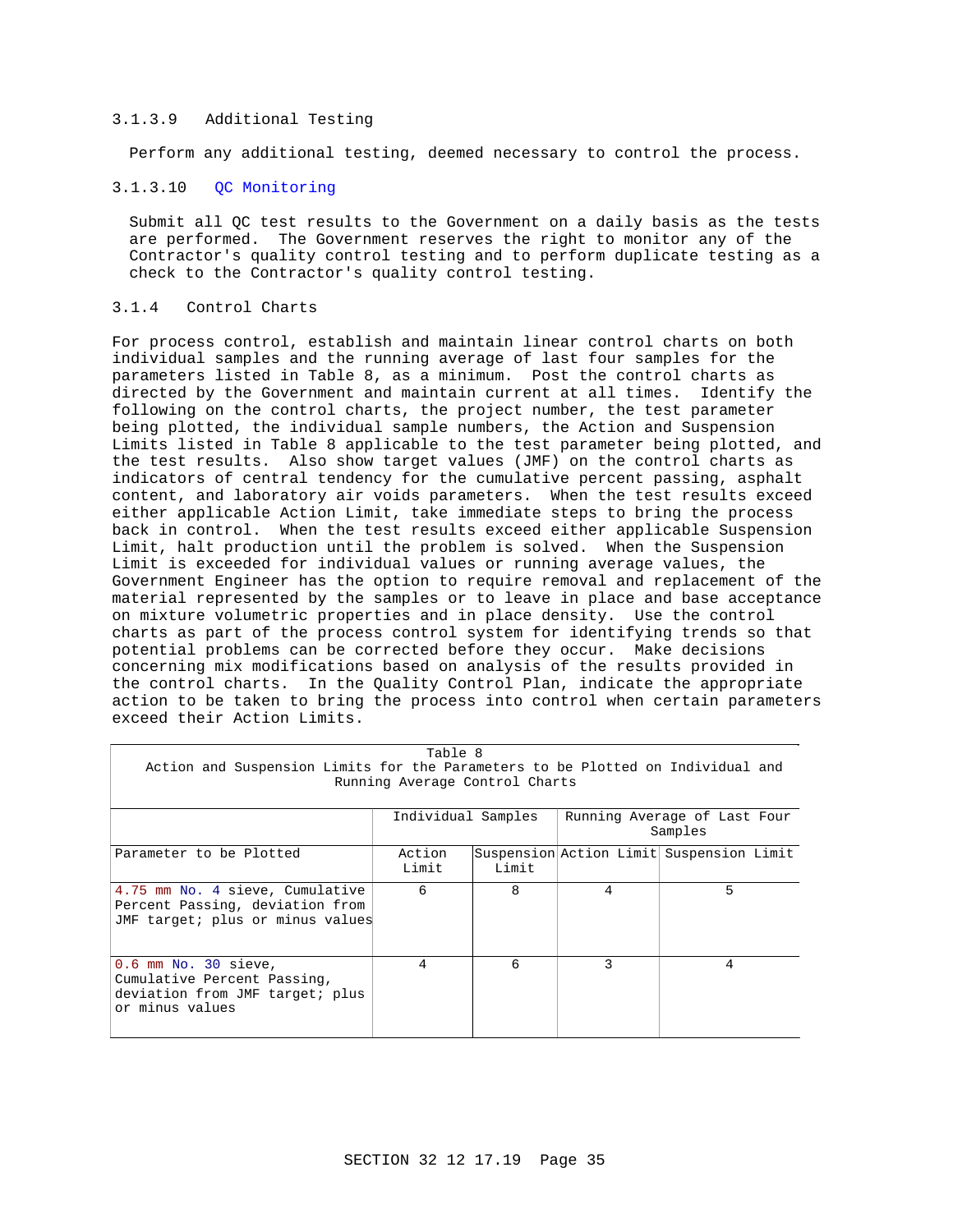#### 3.1.3.9 Additional Testing

Perform any additional testing, deemed necessary to control the process.

#### 3.1.3.10 QC Monitoring

Submit all QC test results to the Government on a daily basis as the tests are performed. The Government reserves the right to monitor any of the Contractor's quality control testing and to perform duplicate testing as a check to the Contractor's quality control testing.

### 3.1.4 Control Charts

For process control, establish and maintain linear control charts on both individual samples and the running average of last four samples for the parameters listed in Table 8, as a minimum. Post the control charts as directed by the Government and maintain current at all times. Identify the following on the control charts, the project number, the test parameter being plotted, the individual sample numbers, the Action and Suspension Limits listed in Table 8 applicable to the test parameter being plotted, and the test results. Also show target values (JMF) on the control charts as indicators of central tendency for the cumulative percent passing, asphalt content, and laboratory air voids parameters. When the test results exceed either applicable Action Limit, take immediate steps to bring the process back in control. When the test results exceed either applicable Suspension Limit, halt production until the problem is solved. When the Suspension Limit is exceeded for individual values or running average values, the Government Engineer has the option to require removal and replacement of the material represented by the samples or to leave in place and base acceptance on mixture volumetric properties and in place density. Use the control charts as part of the process control system for identifying trends so that potential problems can be corrected before they occur. Make decisions concerning mix modifications based on analysis of the results provided in the control charts. In the Quality Control Plan, indicate the appropriate action to be taken to bring the process into control when certain parameters exceed their Action Limits.

Table 8
Action and Suspension Limits for the Parameters to be Plotted on Individual and Running Average Control Charts

| | Individual Samples | | Running Average of Last Four Samples | |
|---|---|---|---|---|
| Parameter to be Plotted | Action Limit | Suspension Limit | Action Limit | Suspension Limit |
| 4.75 mm No. 4 sieve, Cumulative Percent Passing, deviation from JMF target; plus or minus values | 6 | 8 | 4 | 5 |
| 0.6 mm No. 30 sieve, Cumulative Percent Passing, deviation from JMF target; plus or minus values | 4 | 6 | 3 | 4 |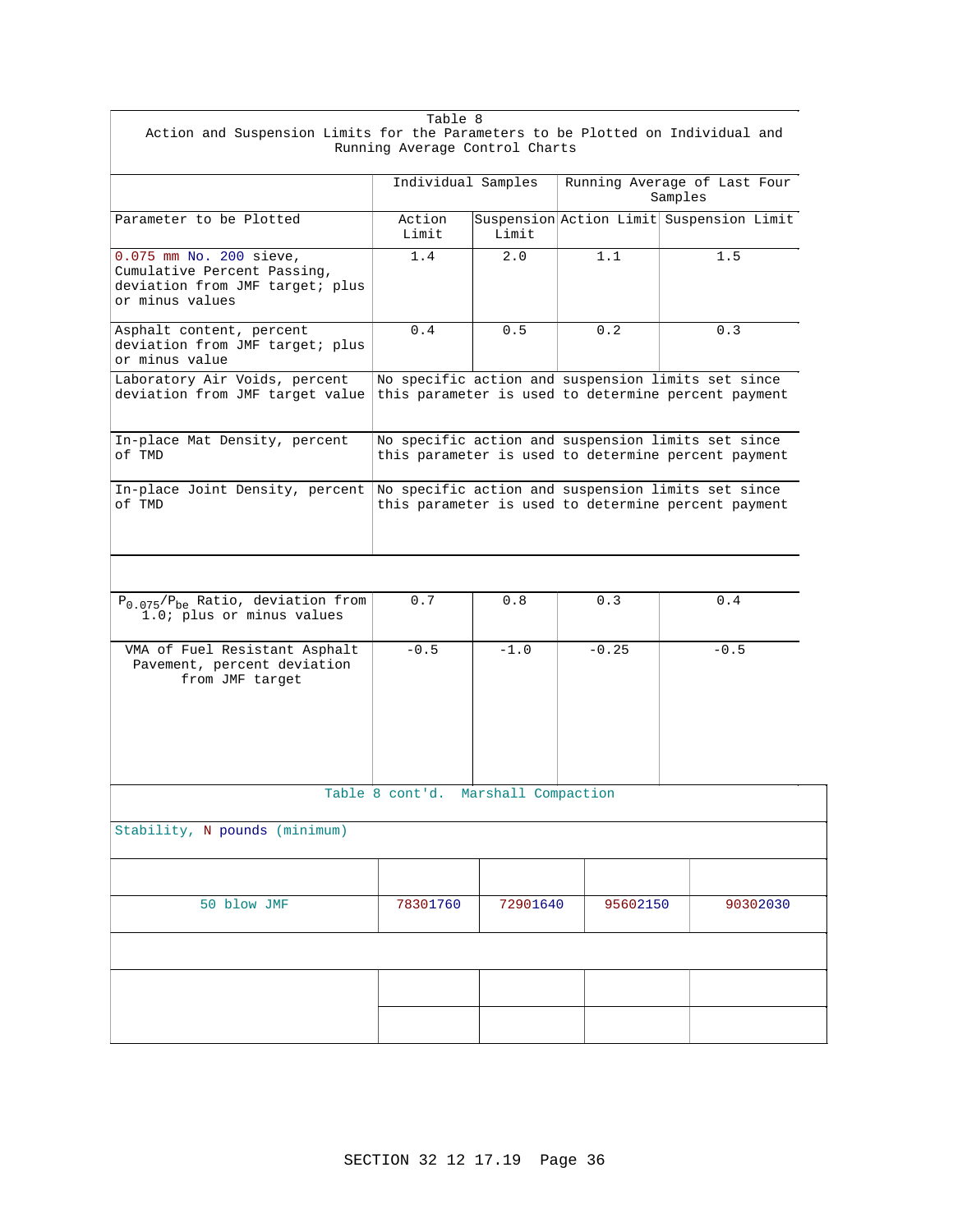Table 8
Action and Suspension Limits for the Parameters to be Plotted on Individual and Running Average Control Charts

| | Individual Samples | | Running Average of Last Four Samples | |
|---|---|---|---|---|
| Parameter to be Plotted | Action Limit | Suspension Limit | Action Limit | Suspension Limit |
| 0.075 mm No. 200 sieve, Cumulative Percent Passing, deviation from JMF target; plus or minus values | 1.4 | 2.0 | 1.1 | 1.5 |
| Asphalt content, percent deviation from JMF target; plus or minus value | 0.4 | 0.5 | 0.2 | 0.3 |
| Laboratory Air Voids, percent deviation from JMF target value | No specific action and suspension limits set since this parameter is used to determine percent payment | | | |
| In-place Mat Density, percent of TMD | No specific action and suspension limits set since this parameter is used to determine percent payment | | | |
| In-place Joint Density, percent of TMD | No specific action and suspension limits set since this parameter is used to determine percent payment | | | |
| | | | | |
| $P_{0.075}/P_{be}$ Ratio, deviation from 1.0; plus or minus values | 0.7 | 0.8 | 0.3 | 0.4 |
| VMA of Fuel Resistant Asphalt Pavement, percent deviation from JMF target | -0.5 | -1.0 | -0.25 | -0.5 |

Table 8 cont'd. Marshall Compaction

| Stability, N pounds (minimum) | | | | |
|---|---|---|---|---|
| | | | | |
| 50 blow JMF | 78301760 | 72901640 | 95602150 | 90302030 |
| | | | | |
| | | | | |
| | | | | |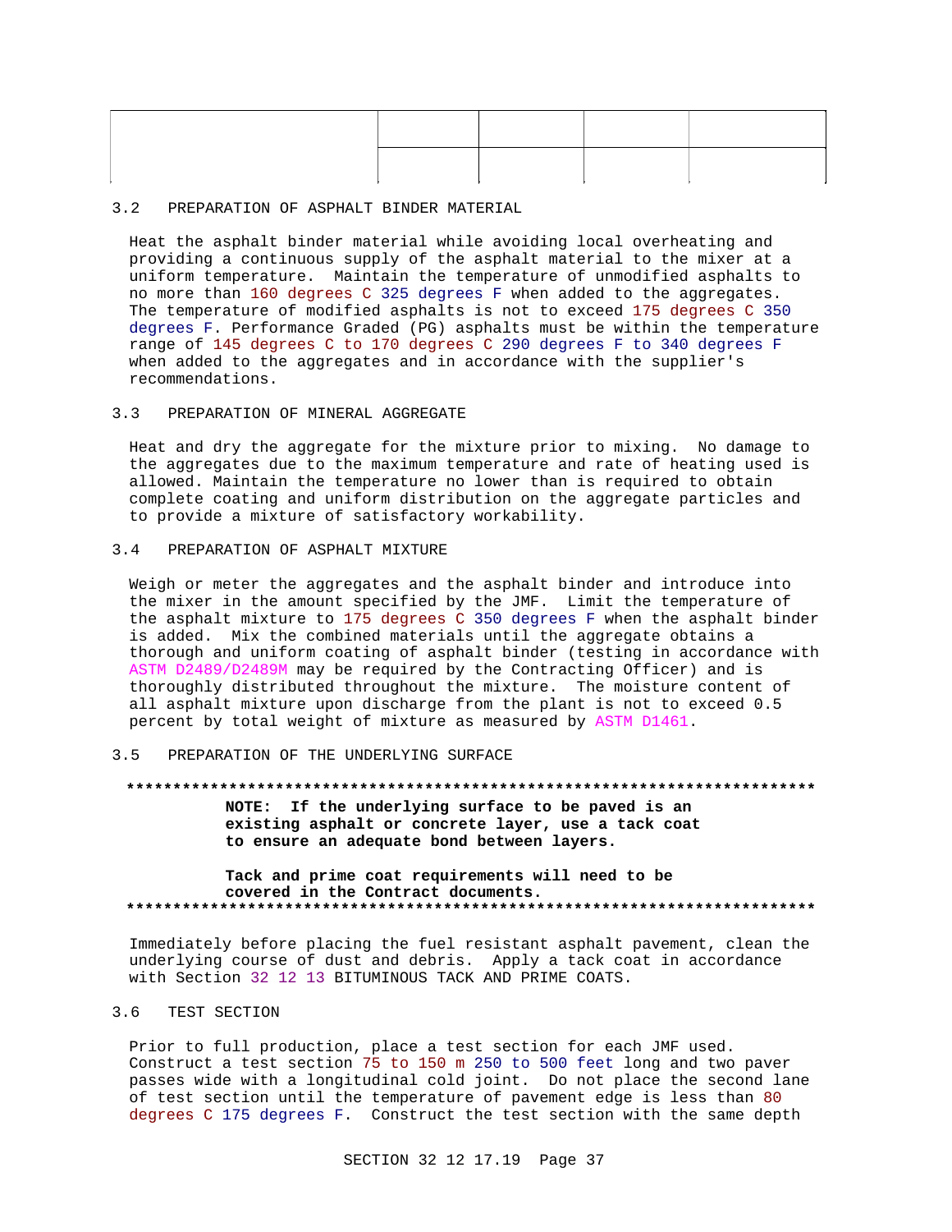| | | | | |
|---|---|---|---|---|
| | | | | |

## 3.2 PREPARATION OF ASPHALT BINDER MATERIAL

Heat the asphalt binder material while avoiding local overheating and providing a continuous supply of the asphalt material to the mixer at a uniform temperature. Maintain the temperature of unmodified asphalts to no more than 160 degrees C 325 degrees F when added to the aggregates. The temperature of modified asphalts is not to exceed 175 degrees C 350 degrees F. Performance Graded (PG) asphalts must be within the temperature range of 145 degrees C to 170 degrees C 290 degrees F to 340 degrees F when added to the aggregates and in accordance with the supplier's recommendations.

## 3.3 PREPARATION OF MINERAL AGGREGATE

Heat and dry the aggregate for the mixture prior to mixing. No damage to the aggregates due to the maximum temperature and rate of heating used is allowed. Maintain the temperature no lower than is required to obtain complete coating and uniform distribution on the aggregate particles and to provide a mixture of satisfactory workability.

## 3.4 PREPARATION OF ASPHALT MIXTURE

Weigh or meter the aggregates and the asphalt binder and introduce into the mixer in the amount specified by the JMF. Limit the temperature of the asphalt mixture to 175 degrees C 350 degrees F when the asphalt binder is added. Mix the combined materials until the aggregate obtains a thorough and uniform coating of asphalt binder (testing in accordance with ASTM D2489/D2489M may be required by the Contracting Officer) and is thoroughly distributed throughout the mixture. The moisture content of all asphalt mixture upon discharge from the plant is not to exceed 0.5 percent by total weight of mixture as measured by ASTM D1461.

## 3.5 PREPARATION OF THE UNDERLYING SURFACE

**************************************************************************

**NOTE: If the underlying surface to be paved is an existing asphalt or concrete layer, use a tack coat to ensure an adequate bond between layers.**

**Tack and prime coat requirements will need to be covered in the Contract documents.**

**************************************************************************

Immediately before placing the fuel resistant asphalt pavement, clean the underlying course of dust and debris. Apply a tack coat in accordance with Section 32 12 13 BITUMINOUS TACK AND PRIME COATS.

## 3.6 TEST SECTION

Prior to full production, place a test section for each JMF used. Construct a test section 75 to 150 m 250 to 500 feet long and two paver passes wide with a longitudinal cold joint. Do not place the second lane of test section until the temperature of pavement edge is less than 80 degrees C 175 degrees F. Construct the test section with the same depth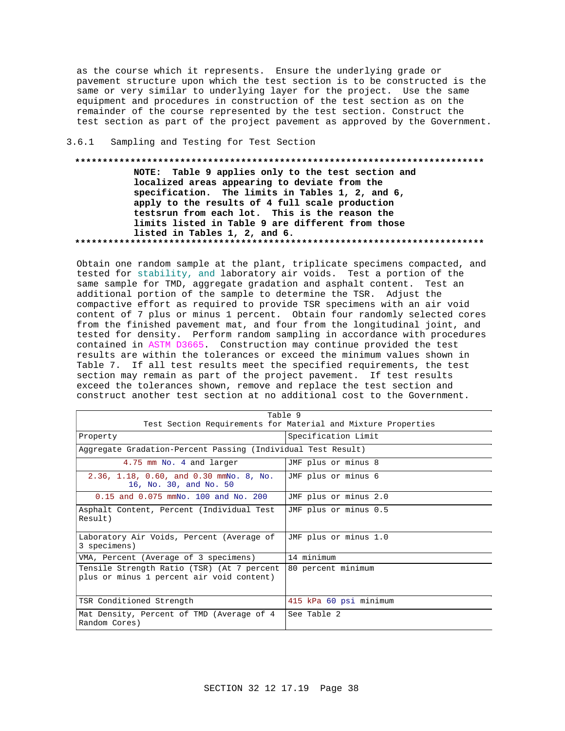as the course which it represents. Ensure the underlying grade or pavement structure upon which the test section is to be constructed is the same or very similar to underlying layer for the project. Use the same equipment and procedures in construction of the test section as on the remainder of the course represented by the test section. Construct the test section as part of the project pavement as approved by the Government.

### 3.6.1 Sampling and Testing for Test Section

**************************************************************************

**NOTE: Table 9 applies only to the test section and localized areas appearing to deviate from the specification. The limits in Tables 1, 2, and 6, apply to the results of 4 full scale production testsrun from each lot. This is the reason the limits listed in Table 9 are different from those listed in Tables 1, 2, and 6.**

**************************************************************************

Obtain one random sample at the plant, triplicate specimens compacted, and tested for stability, and laboratory air voids. Test a portion of the same sample for TMD, aggregate gradation and asphalt content. Test an additional portion of the sample to determine the TSR. Adjust the compactive effort as required to provide TSR specimens with an air void content of 7 plus or minus 1 percent. Obtain four randomly selected cores from the finished pavement mat, and four from the longitudinal joint, and tested for density. Perform random sampling in accordance with procedures contained in ASTM D3665. Construction may continue provided the test results are within the tolerances or exceed the minimum values shown in Table 7. If all test results meet the specified requirements, the test section may remain as part of the project pavement. If test results exceed the tolerances shown, remove and replace the test section and construct another test section at no additional cost to the Government.

Table 9
Test Section Requirements for Material and Mixture Properties

| Property | Specification Limit |
|---|---|
| Aggregate Gradation-Percent Passing (Individual Test Result) | |
| 4.75 mm No. 4 and larger | JMF plus or minus 8 |
| 2.36, 1.18, 0.60, and 0.30 mmNo. 8, No. 16, No. 30, and No. 50 | JMF plus or minus 6 |
| 0.15 and 0.075 mmNo. 100 and No. 200 | JMF plus or minus 2.0 |
| Asphalt Content, Percent (Individual Test Result) | JMF plus or minus 0.5 |
| Laboratory Air Voids, Percent (Average of 3 specimens) | JMF plus or minus 1.0 |
| VMA, Percent (Average of 3 specimens) | 14 minimum |
| Tensile Strength Ratio (TSR) (At 7 percent plus or minus 1 percent air void content) | 80 percent minimum |
| TSR Conditioned Strength | 415 kPa 60 psi minimum |
| Mat Density, Percent of TMD (Average of 4 Random Cores) | See Table 2 |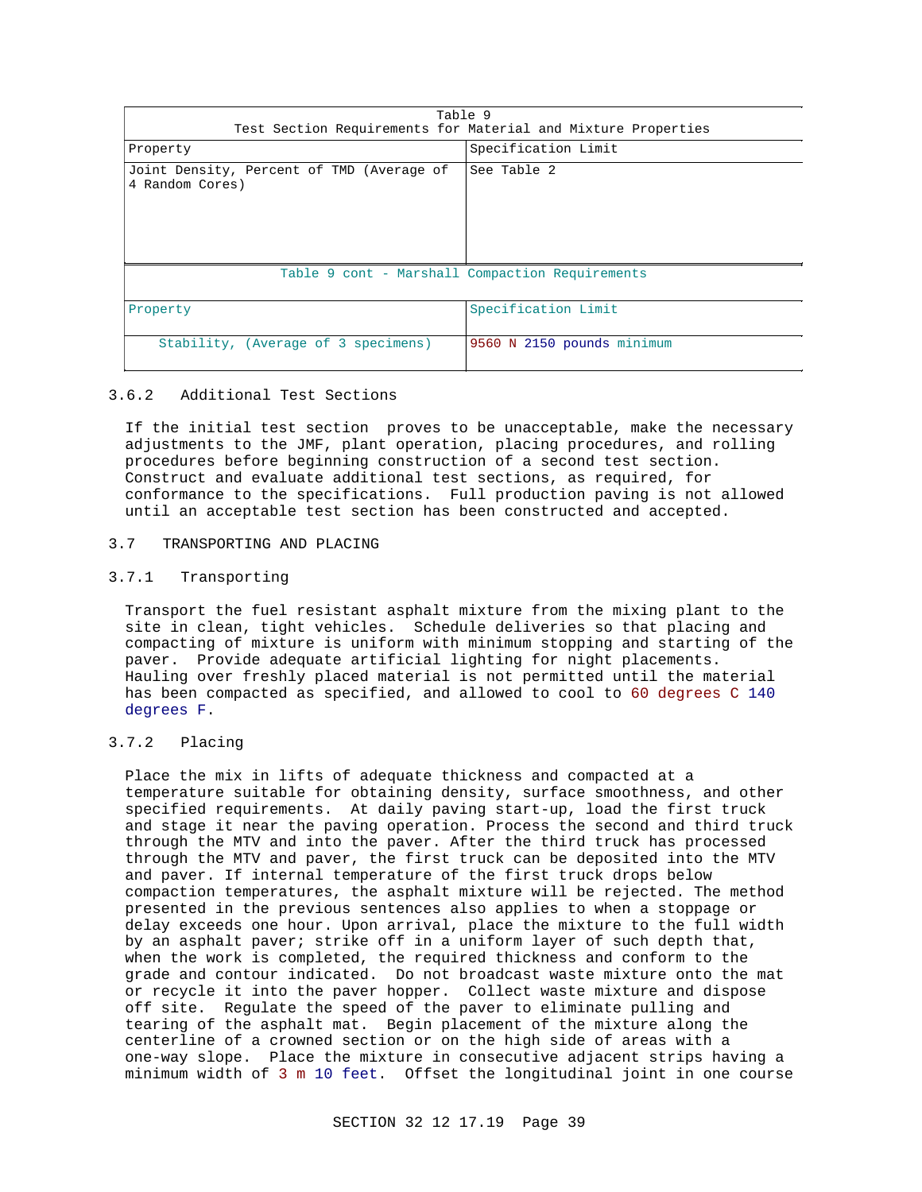| Table 9 Test Section Requirements for Material and Mixture Properties | |
|---|---|
| Property | Specification Limit |
| Joint Density, Percent of TMD (Average of 4 Random Cores) | See Table 2 |
| **Table 9 cont - Marshall Compaction Requirements** | |
| Property | Specification Limit |
| Stability, (Average of 3 specimens) | 9560 N 2150 pounds minimum |

### 3.6.2 Additional Test Sections

If the initial test section proves to be unacceptable, make the necessary adjustments to the JMF, plant operation, placing procedures, and rolling procedures before beginning construction of a second test section. Construct and evaluate additional test sections, as required, for conformance to the specifications. Full production paving is not allowed until an acceptable test section has been constructed and accepted.

## 3.7 TRANSPORTING AND PLACING

### 3.7.1 Transporting

Transport the fuel resistant asphalt mixture from the mixing plant to the site in clean, tight vehicles. Schedule deliveries so that placing and compacting of mixture is uniform with minimum stopping and starting of the paver. Provide adequate artificial lighting for night placements. Hauling over freshly placed material is not permitted until the material has been compacted as specified, and allowed to cool to 60 degrees C 140 degrees F.

### 3.7.2 Placing

Place the mix in lifts of adequate thickness and compacted at a temperature suitable for obtaining density, surface smoothness, and other specified requirements. At daily paving start-up, load the first truck and stage it near the paving operation. Process the second and third truck through the MTV and into the paver. After the third truck has processed through the MTV and paver, the first truck can be deposited into the MTV and paver. If internal temperature of the first truck drops below compaction temperatures, the asphalt mixture will be rejected. The method presented in the previous sentences also applies to when a stoppage or delay exceeds one hour. Upon arrival, place the mixture to the full width by an asphalt paver; strike off in a uniform layer of such depth that, when the work is completed, the required thickness and conform to the grade and contour indicated. Do not broadcast waste mixture onto the mat or recycle it into the paver hopper. Collect waste mixture and dispose off site. Regulate the speed of the paver to eliminate pulling and tearing of the asphalt mat. Begin placement of the mixture along the centerline of a crowned section or on the high side of areas with a one-way slope. Place the mixture in consecutive adjacent strips having a minimum width of 3 m 10 feet. Offset the longitudinal joint in one course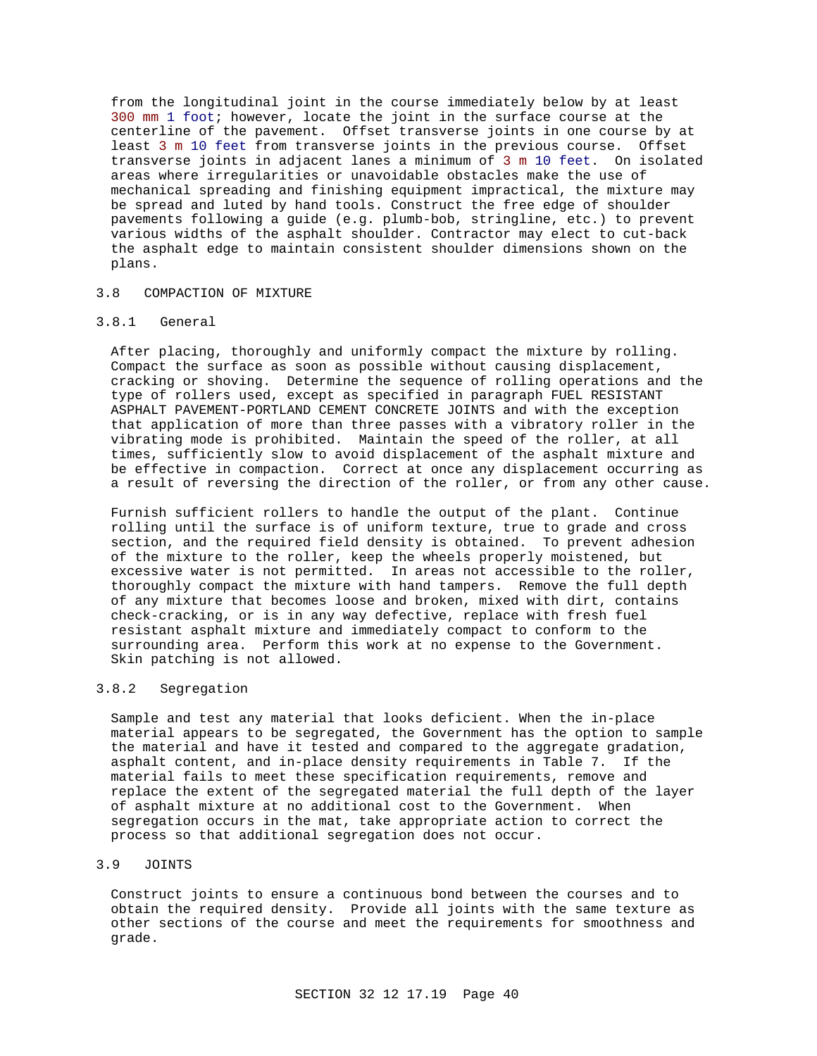from the longitudinal joint in the course immediately below by at least 300 mm 1 foot; however, locate the joint in the surface course at the centerline of the pavement. Offset transverse joints in one course by at least 3 m 10 feet from transverse joints in the previous course. Offset transverse joints in adjacent lanes a minimum of 3 m 10 feet. On isolated areas where irregularities or unavoidable obstacles make the use of mechanical spreading and finishing equipment impractical, the mixture may be spread and luted by hand tools. Construct the free edge of shoulder pavements following a guide (e.g. plumb-bob, stringline, etc.) to prevent various widths of the asphalt shoulder. Contractor may elect to cut-back the asphalt edge to maintain consistent shoulder dimensions shown on the plans.

## 3.8 COMPACTION OF MIXTURE

### 3.8.1 General

After placing, thoroughly and uniformly compact the mixture by rolling. Compact the surface as soon as possible without causing displacement, cracking or shoving. Determine the sequence of rolling operations and the type of rollers used, except as specified in paragraph FUEL RESISTANT ASPHALT PAVEMENT-PORTLAND CEMENT CONCRETE JOINTS and with the exception that application of more than three passes with a vibratory roller in the vibrating mode is prohibited. Maintain the speed of the roller, at all times, sufficiently slow to avoid displacement of the asphalt mixture and be effective in compaction. Correct at once any displacement occurring as a result of reversing the direction of the roller, or from any other cause.

Furnish sufficient rollers to handle the output of the plant. Continue rolling until the surface is of uniform texture, true to grade and cross section, and the required field density is obtained. To prevent adhesion of the mixture to the roller, keep the wheels properly moistened, but excessive water is not permitted. In areas not accessible to the roller, thoroughly compact the mixture with hand tampers. Remove the full depth of any mixture that becomes loose and broken, mixed with dirt, contains check-cracking, or is in any way defective, replace with fresh fuel resistant asphalt mixture and immediately compact to conform to the surrounding area. Perform this work at no expense to the Government. Skin patching is not allowed.

### 3.8.2 Segregation

Sample and test any material that looks deficient. When the in-place material appears to be segregated, the Government has the option to sample the material and have it tested and compared to the aggregate gradation, asphalt content, and in-place density requirements in Table 7. If the material fails to meet these specification requirements, remove and replace the extent of the segregated material the full depth of the layer of asphalt mixture at no additional cost to the Government. When segregation occurs in the mat, take appropriate action to correct the process so that additional segregation does not occur.

## 3.9 JOINTS

Construct joints to ensure a continuous bond between the courses and to obtain the required density. Provide all joints with the same texture as other sections of the course and meet the requirements for smoothness and grade.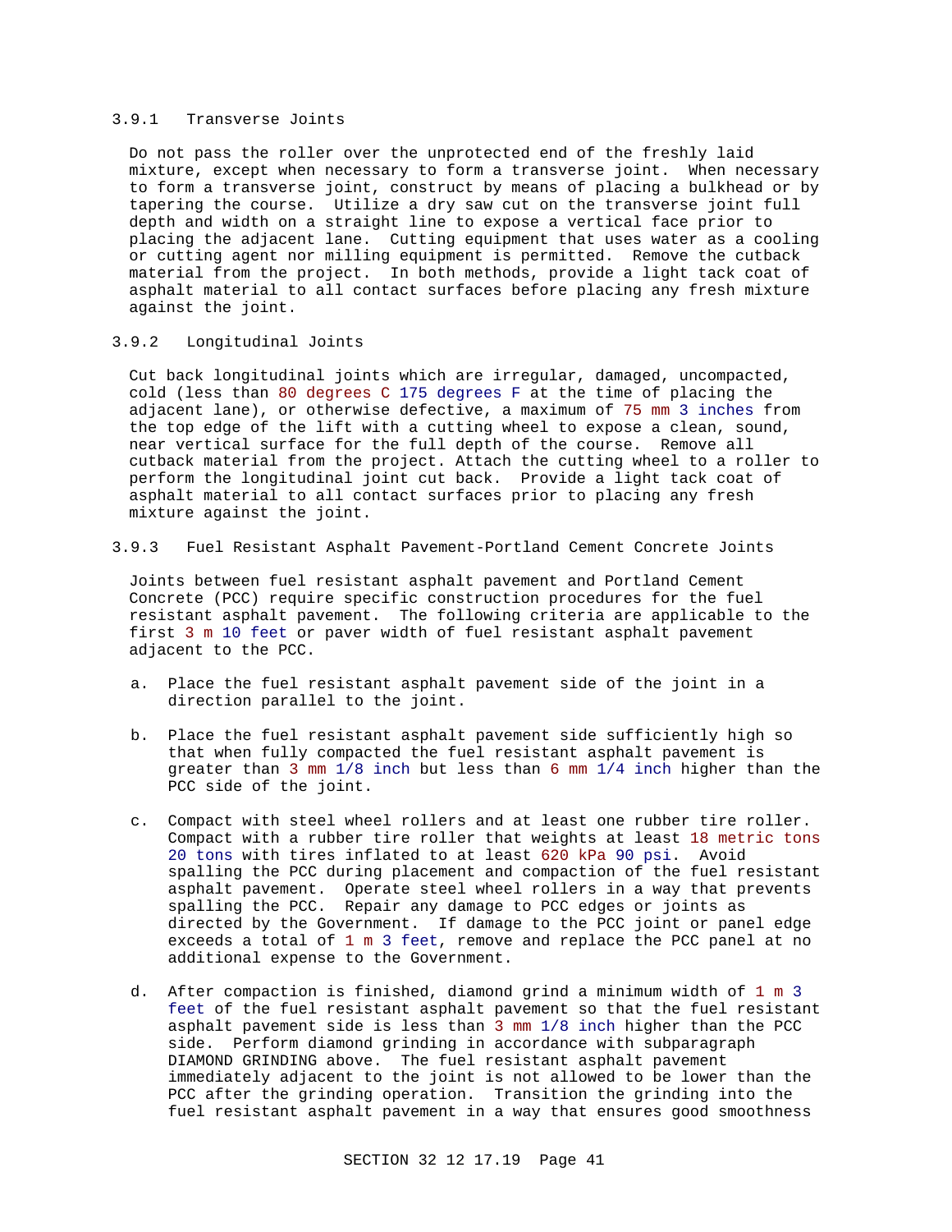### 3.9.1 Transverse Joints

Do not pass the roller over the unprotected end of the freshly laid mixture, except when necessary to form a transverse joint. When necessary to form a transverse joint, construct by means of placing a bulkhead or by tapering the course. Utilize a dry saw cut on the transverse joint full depth and width on a straight line to expose a vertical face prior to placing the adjacent lane. Cutting equipment that uses water as a cooling or cutting agent nor milling equipment is permitted. Remove the cutback material from the project. In both methods, provide a light tack coat of asphalt material to all contact surfaces before placing any fresh mixture against the joint.

### 3.9.2 Longitudinal Joints

Cut back longitudinal joints which are irregular, damaged, uncompacted, cold (less than 80 degrees C 175 degrees F at the time of placing the adjacent lane), or otherwise defective, a maximum of 75 mm 3 inches from the top edge of the lift with a cutting wheel to expose a clean, sound, near vertical surface for the full depth of the course. Remove all cutback material from the project. Attach the cutting wheel to a roller to perform the longitudinal joint cut back. Provide a light tack coat of asphalt material to all contact surfaces prior to placing any fresh mixture against the joint.

### 3.9.3 Fuel Resistant Asphalt Pavement-Portland Cement Concrete Joints

Joints between fuel resistant asphalt pavement and Portland Cement Concrete (PCC) require specific construction procedures for the fuel resistant asphalt pavement. The following criteria are applicable to the first 3 m 10 feet or paver width of fuel resistant asphalt pavement adjacent to the PCC.

a. Place the fuel resistant asphalt pavement side of the joint in a direction parallel to the joint.

b. Place the fuel resistant asphalt pavement side sufficiently high so that when fully compacted the fuel resistant asphalt pavement is greater than 3 mm 1/8 inch but less than 6 mm 1/4 inch higher than the PCC side of the joint.

c. Compact with steel wheel rollers and at least one rubber tire roller. Compact with a rubber tire roller that weights at least 18 metric tons 20 tons with tires inflated to at least 620 kPa 90 psi. Avoid spalling the PCC during placement and compaction of the fuel resistant asphalt pavement. Operate steel wheel rollers in a way that prevents spalling the PCC. Repair any damage to PCC edges or joints as directed by the Government. If damage to the PCC joint or panel edge exceeds a total of 1 m 3 feet, remove and replace the PCC panel at no additional expense to the Government.

d. After compaction is finished, diamond grind a minimum width of 1 m 3 feet of the fuel resistant asphalt pavement so that the fuel resistant asphalt pavement side is less than 3 mm 1/8 inch higher than the PCC side. Perform diamond grinding in accordance with subparagraph DIAMOND GRINDING above. The fuel resistant asphalt pavement immediately adjacent to the joint is not allowed to be lower than the PCC after the grinding operation. Transition the grinding into the fuel resistant asphalt pavement in a way that ensures good smoothness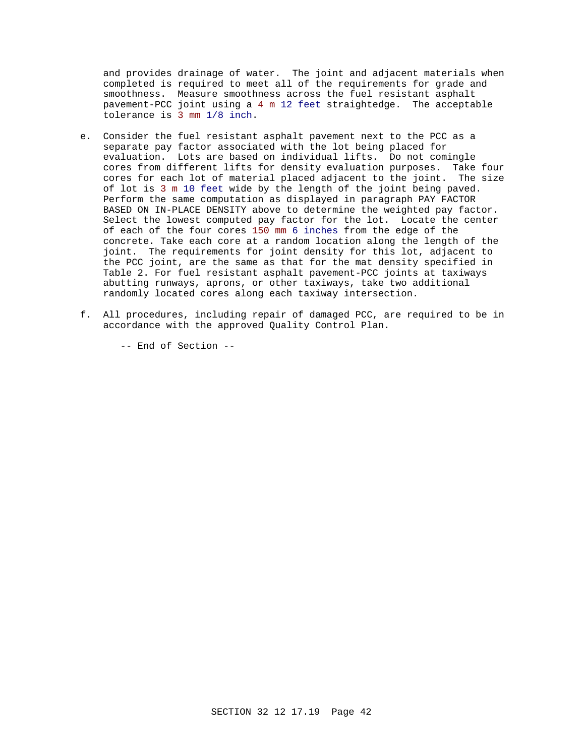and provides drainage of water. The joint and adjacent materials when completed is required to meet all of the requirements for grade and smoothness. Measure smoothness across the fuel resistant asphalt pavement-PCC joint using a 4 m 12 feet straightedge. The acceptable tolerance is 3 mm 1/8 inch.

e. Consider the fuel resistant asphalt pavement next to the PCC as a separate pay factor associated with the lot being placed for evaluation. Lots are based on individual lifts. Do not comingle cores from different lifts for density evaluation purposes. Take four cores for each lot of material placed adjacent to the joint. The size of lot is 3 m 10 feet wide by the length of the joint being paved. Perform the same computation as displayed in paragraph PAY FACTOR BASED ON IN-PLACE DENSITY above to determine the weighted pay factor. Select the lowest computed pay factor for the lot. Locate the center of each of the four cores 150 mm 6 inches from the edge of the concrete. Take each core at a random location along the length of the joint. The requirements for joint density for this lot, adjacent to the PCC joint, are the same as that for the mat density specified in Table 2. For fuel resistant asphalt pavement-PCC joints at taxiways abutting runways, aprons, or other taxiways, take two additional randomly located cores along each taxiway intersection.

f. All procedures, including repair of damaged PCC, are required to be in accordance with the approved Quality Control Plan.

-- End of Section --